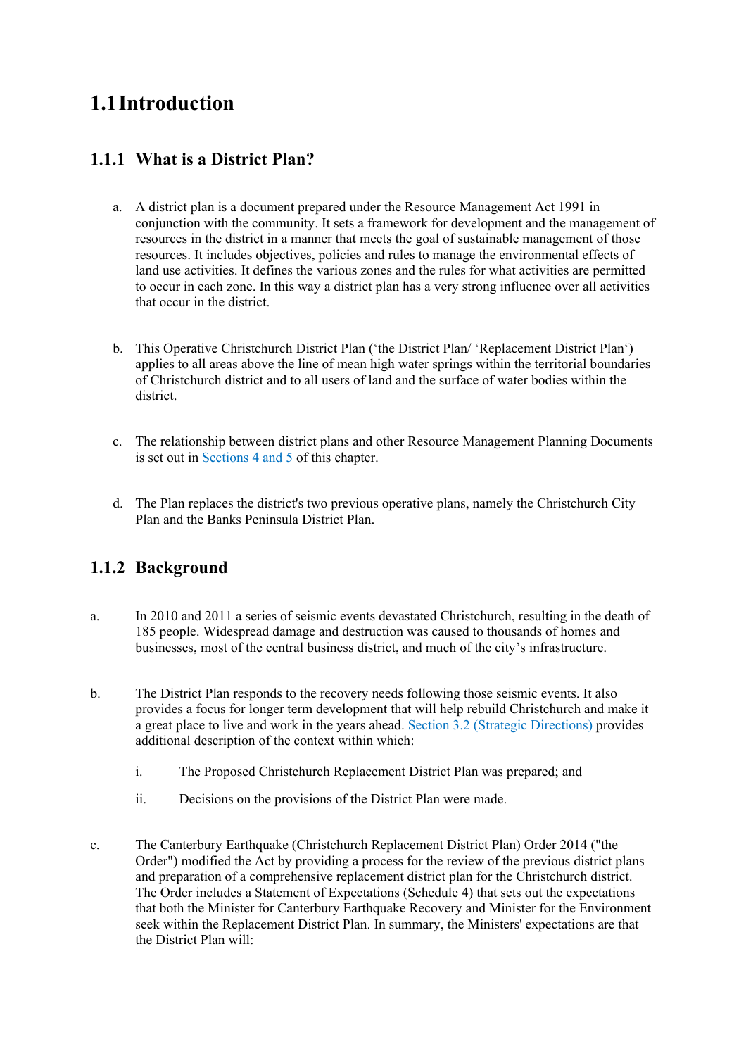# 1.1 Introduction

## 1.1.1 What is a District Plan?

a. A district plan is a document prepared under the Resource Management Act 1991 in conjunction with the community. It sets a framework for development and the management of resources in the district in a manner that meets the goal of sustainable management of those resources. It includes objectives, policies and rules to manage the environmental effects of land use activities. It defines the various zones and the rules for what activities are permitted to occur in each zone. In this way a district plan has a very strong influence over all activities that occur in the district.

b. This Operative Christchurch District Plan ('the District Plan/ 'Replacement District Plan') applies to all areas above the line of mean high water springs within the territorial boundaries of Christchurch district and to all users of land and the surface of water bodies within the district.

c. The relationship between district plans and other Resource Management Planning Documents is set out in Sections 4 and 5 of this chapter.

d. The Plan replaces the district's two previous operative plans, namely the Christchurch City Plan and the Banks Peninsula District Plan.

## 1.1.2 Background

a. In 2010 and 2011 a series of seismic events devastated Christchurch, resulting in the death of 185 people. Widespread damage and destruction was caused to thousands of homes and businesses, most of the central business district, and much of the city's infrastructure.

b. The District Plan responds to the recovery needs following those seismic events. It also provides a focus for longer term development that will help rebuild Christchurch and make it a great place to live and work in the years ahead. Section 3.2 (Strategic Directions) provides additional description of the context within which:

   i. The Proposed Christchurch Replacement District Plan was prepared; and

   ii. Decisions on the provisions of the District Plan were made.

c. The Canterbury Earthquake (Christchurch Replacement District Plan) Order 2014 ("the Order") modified the Act by providing a process for the review of the previous district plans and preparation of a comprehensive replacement district plan for the Christchurch district. The Order includes a Statement of Expectations (Schedule 4) that sets out the expectations that both the Minister for Canterbury Earthquake Recovery and Minister for the Environment seek within the Replacement District Plan. In summary, the Ministers' expectations are that the District Plan will: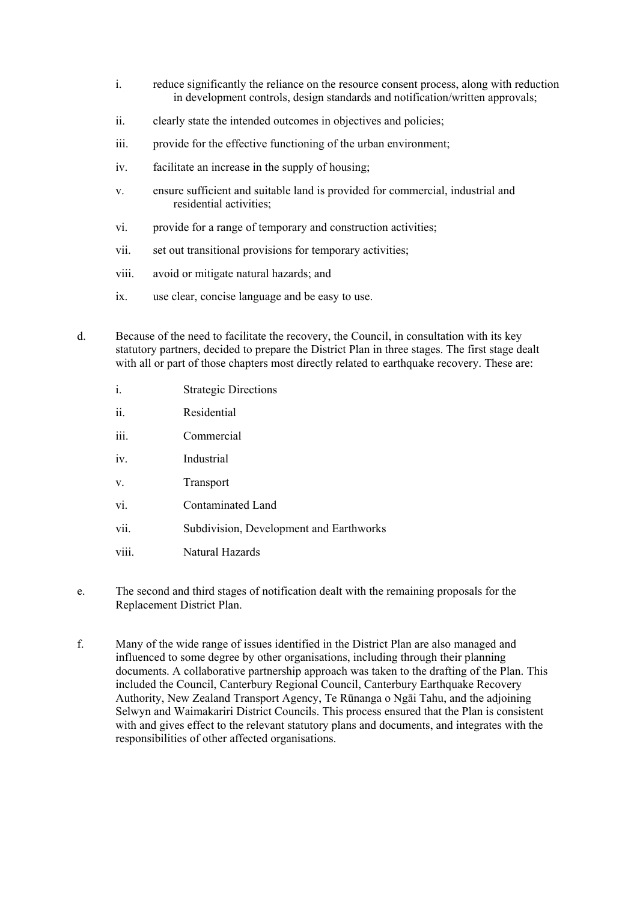i. reduce significantly the reliance on the resource consent process, along with reduction in development controls, design standards and notification/written approvals;

ii. clearly state the intended outcomes in objectives and policies;

iii. provide for the effective functioning of the urban environment;

iv. facilitate an increase in the supply of housing;

v. ensure sufficient and suitable land is provided for commercial, industrial and residential activities;

vi. provide for a range of temporary and construction activities;

vii. set out transitional provisions for temporary activities;

viii. avoid or mitigate natural hazards; and

ix. use clear, concise language and be easy to use.

d. Because of the need to facilitate the recovery, the Council, in consultation with its key statutory partners, decided to prepare the District Plan in three stages. The first stage dealt with all or part of those chapters most directly related to earthquake recovery. These are:

i. Strategic Directions

ii. Residential

iii. Commercial

iv. Industrial

v. Transport

vi. Contaminated Land

vii. Subdivision, Development and Earthworks

viii. Natural Hazards

e. The second and third stages of notification dealt with the remaining proposals for the Replacement District Plan.

f. Many of the wide range of issues identified in the District Plan are also managed and influenced to some degree by other organisations, including through their planning documents. A collaborative partnership approach was taken to the drafting of the Plan. This included the Council, Canterbury Regional Council, Canterbury Earthquake Recovery Authority, New Zealand Transport Agency, Te Rūnanga o Ngāi Tahu, and the adjoining Selwyn and Waimakariri District Councils. This process ensured that the Plan is consistent with and gives effect to the relevant statutory plans and documents, and integrates with the responsibilities of other affected organisations.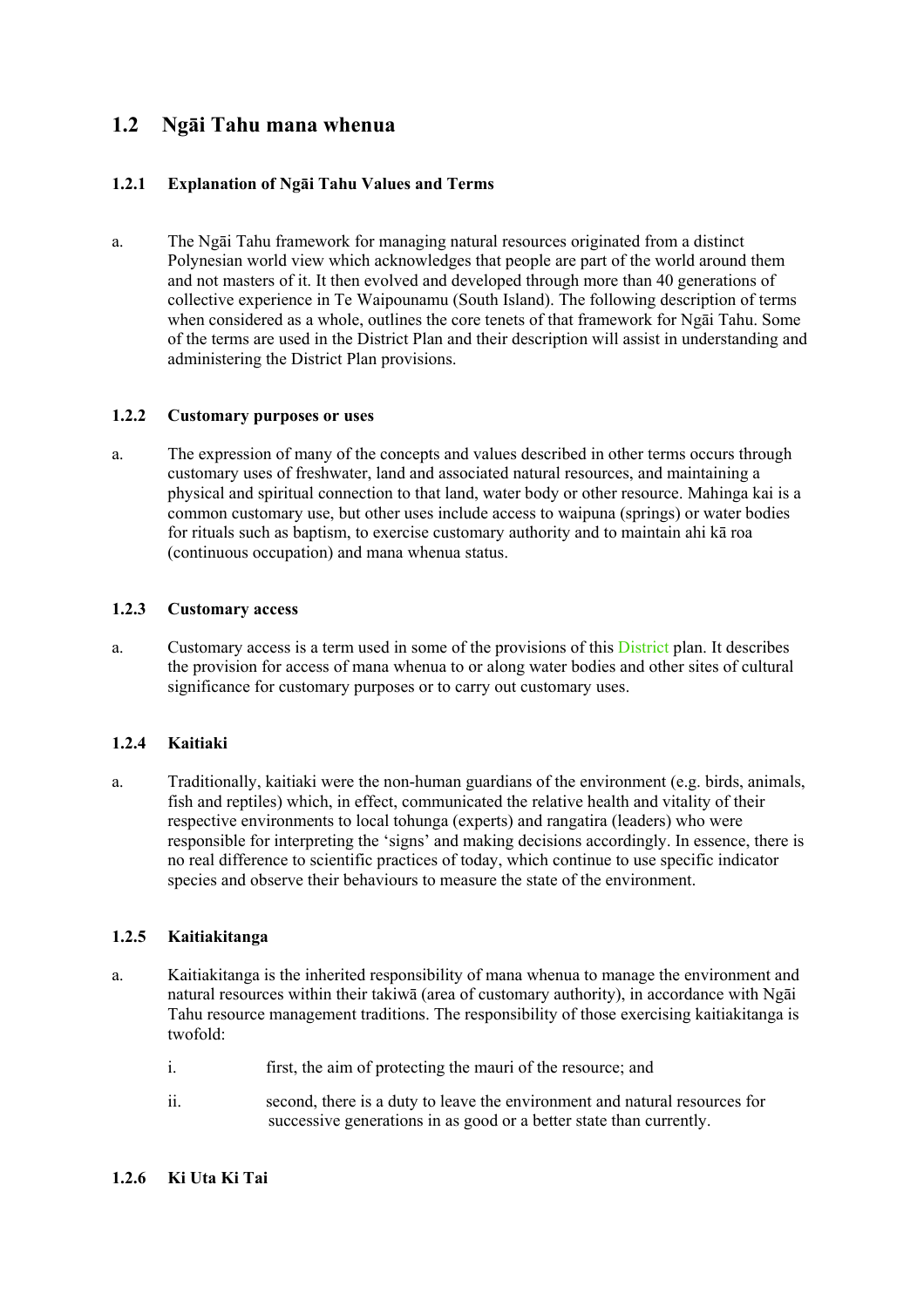## 1.2 Ngāi Tahu mana whenua

### 1.2.1 Explanation of Ngāi Tahu Values and Terms

a. The Ngāi Tahu framework for managing natural resources originated from a distinct Polynesian world view which acknowledges that people are part of the world around them and not masters of it. It then evolved and developed through more than 40 generations of collective experience in Te Waipounamu (South Island). The following description of terms when considered as a whole, outlines the core tenets of that framework for Ngāi Tahu. Some of the terms are used in the District Plan and their description will assist in understanding and administering the District Plan provisions.

### 1.2.2 Customary purposes or uses

a. The expression of many of the concepts and values described in other terms occurs through customary uses of freshwater, land and associated natural resources, and maintaining a physical and spiritual connection to that land, water body or other resource. Mahinga kai is a common customary use, but other uses include access to waipuna (springs) or water bodies for rituals such as baptism, to exercise customary authority and to maintain ahi kā roa (continuous occupation) and mana whenua status.

### 1.2.3 Customary access

a. Customary access is a term used in some of the provisions of this District plan. It describes the provision for access of mana whenua to or along water bodies and other sites of cultural significance for customary purposes or to carry out customary uses.

### 1.2.4 Kaitiaki

a. Traditionally, kaitiaki were the non-human guardians of the environment (e.g. birds, animals, fish and reptiles) which, in effect, communicated the relative health and vitality of their respective environments to local tohunga (experts) and rangatira (leaders) who were responsible for interpreting the 'signs' and making decisions accordingly. In essence, there is no real difference to scientific practices of today, which continue to use specific indicator species and observe their behaviours to measure the state of the environment.

### 1.2.5 Kaitiakitanga

a. Kaitiakitanga is the inherited responsibility of mana whenua to manage the environment and natural resources within their takiwā (area of customary authority), in accordance with Ngāi Tahu resource management traditions. The responsibility of those exercising kaitiakitanga is twofold:

   i. first, the aim of protecting the mauri of the resource; and

   ii. second, there is a duty to leave the environment and natural resources for successive generations in as good or a better state than currently.

### 1.2.6 Ki Uta Ki Tai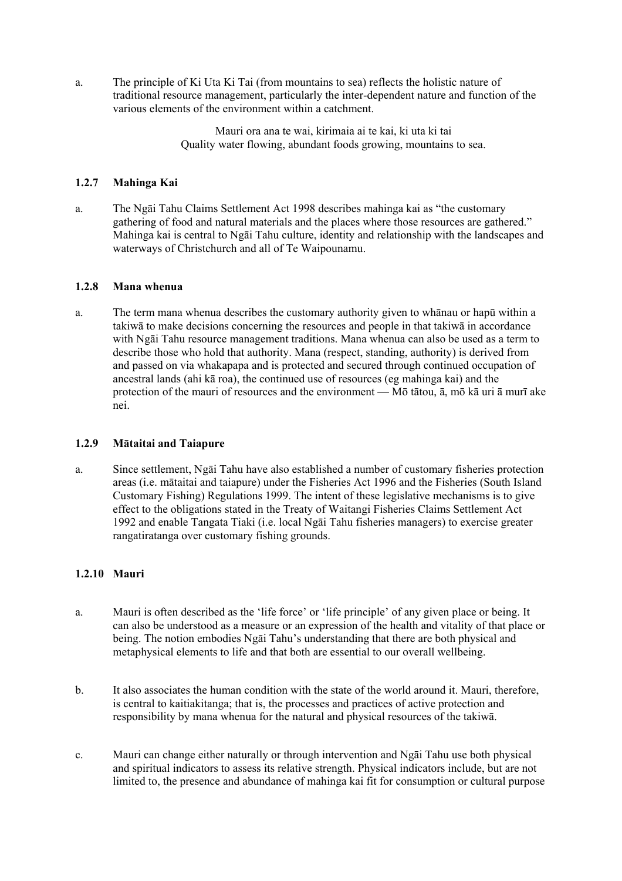a. The principle of Ki Uta Ki Tai (from mountains to sea) reflects the holistic nature of traditional resource management, particularly the inter-dependent nature and function of the various elements of the environment within a catchment.

> Mauri ora ana te wai, kirimaia ai te kai, ki uta ki tai
> Quality water flowing, abundant foods growing, mountains to sea.

### 1.2.7 Mahinga Kai

a. The Ngāi Tahu Claims Settlement Act 1998 describes mahinga kai as "the customary gathering of food and natural materials and the places where those resources are gathered." Mahinga kai is central to Ngāi Tahu culture, identity and relationship with the landscapes and waterways of Christchurch and all of Te Waipounamu.

### 1.2.8 Mana whenua

a. The term mana whenua describes the customary authority given to whānau or hapū within a takiwā to make decisions concerning the resources and people in that takiwā in accordance with Ngāi Tahu resource management traditions. Mana whenua can also be used as a term to describe those who hold that authority. Mana (respect, standing, authority) is derived from and passed on via whakapapa and is protected and secured through continued occupation of ancestral lands (ahi kā roa), the continued use of resources (eg mahinga kai) and the protection of the mauri of resources and the environment — Mō tātou, ā, mō kā uri ā murī ake nei.

### 1.2.9 Mātaitai and Taiapure

a. Since settlement, Ngāi Tahu have also established a number of customary fisheries protection areas (i.e. mātaitai and taiapure) under the Fisheries Act 1996 and the Fisheries (South Island Customary Fishing) Regulations 1999. The intent of these legislative mechanisms is to give effect to the obligations stated in the Treaty of Waitangi Fisheries Claims Settlement Act 1992 and enable Tangata Tiaki (i.e. local Ngāi Tahu fisheries managers) to exercise greater rangatiratanga over customary fishing grounds.

### 1.2.10 Mauri

a. Mauri is often described as the 'life force' or 'life principle' of any given place or being. It can also be understood as a measure or an expression of the health and vitality of that place or being. The notion embodies Ngāi Tahu's understanding that there are both physical and metaphysical elements to life and that both are essential to our overall wellbeing.

b. It also associates the human condition with the state of the world around it. Mauri, therefore, is central to kaitiakitanga; that is, the processes and practices of active protection and responsibility by mana whenua for the natural and physical resources of the takiwā.

c. Mauri can change either naturally or through intervention and Ngāi Tahu use both physical and spiritual indicators to assess its relative strength. Physical indicators include, but are not limited to, the presence and abundance of mahinga kai fit for consumption or cultural purpose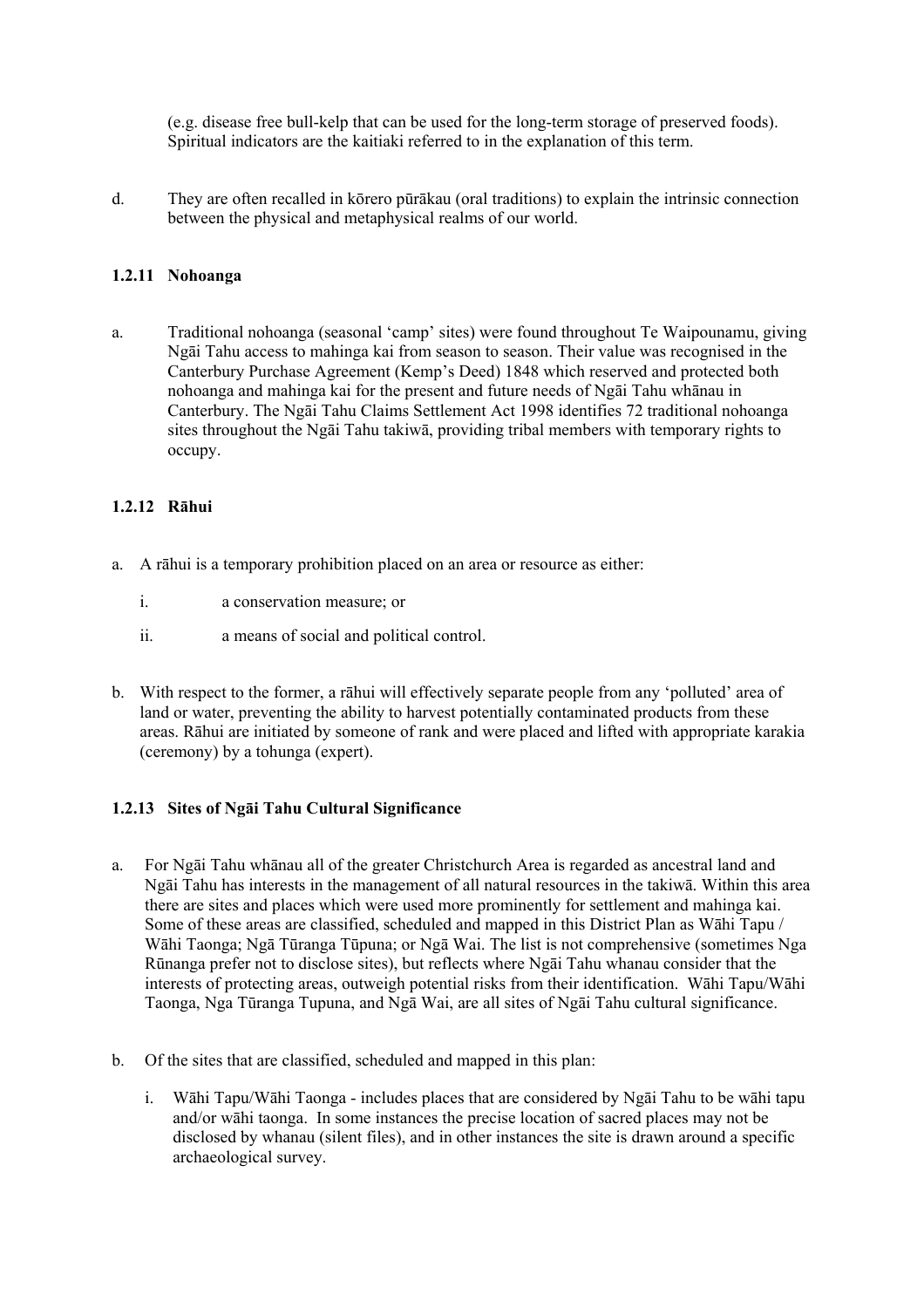(e.g. disease free bull-kelp that can be used for the long-term storage of preserved foods). Spiritual indicators are the kaitiaki referred to in the explanation of this term.

d. They are often recalled in kōrero pūrākau (oral traditions) to explain the intrinsic connection between the physical and metaphysical realms of our world.

### 1.2.11 Nohoanga

a. Traditional nohoanga (seasonal 'camp' sites) were found throughout Te Waipounamu, giving Ngāi Tahu access to mahinga kai from season to season. Their value was recognised in the Canterbury Purchase Agreement (Kemp's Deed) 1848 which reserved and protected both nohoanga and mahinga kai for the present and future needs of Ngāi Tahu whānau in Canterbury. The Ngāi Tahu Claims Settlement Act 1998 identifies 72 traditional nohoanga sites throughout the Ngāi Tahu takiwā, providing tribal members with temporary rights to occupy.

### 1.2.12 Rāhui

a. A rāhui is a temporary prohibition placed on an area or resource as either:

   i. a conservation measure; or

   ii. a means of social and political control.

b. With respect to the former, a rāhui will effectively separate people from any 'polluted' area of land or water, preventing the ability to harvest potentially contaminated products from these areas. Rāhui are initiated by someone of rank and were placed and lifted with appropriate karakia (ceremony) by a tohunga (expert).

### 1.2.13 Sites of Ngāi Tahu Cultural Significance

a. For Ngāi Tahu whānau all of the greater Christchurch Area is regarded as ancestral land and Ngāi Tahu has interests in the management of all natural resources in the takiwā. Within this area there are sites and places which were used more prominently for settlement and mahinga kai. Some of these areas are classified, scheduled and mapped in this District Plan as Wāhi Tapu / Wāhi Taonga; Ngā Tūranga Tūpuna; or Ngā Wai. The list is not comprehensive (sometimes Nga Rūnanga prefer not to disclose sites), but reflects where Ngāi Tahu whanau consider that the interests of protecting areas, outweigh potential risks from their identification. Wāhi Tapu/Wāhi Taonga, Nga Tūranga Tupuna, and Ngā Wai, are all sites of Ngāi Tahu cultural significance.

b. Of the sites that are classified, scheduled and mapped in this plan:

   i. Wāhi Tapu/Wāhi Taonga - includes places that are considered by Ngāi Tahu to be wāhi tapu and/or wāhi taonga. In some instances the precise location of sacred places may not be disclosed by whanau (silent files), and in other instances the site is drawn around a specific archaeological survey.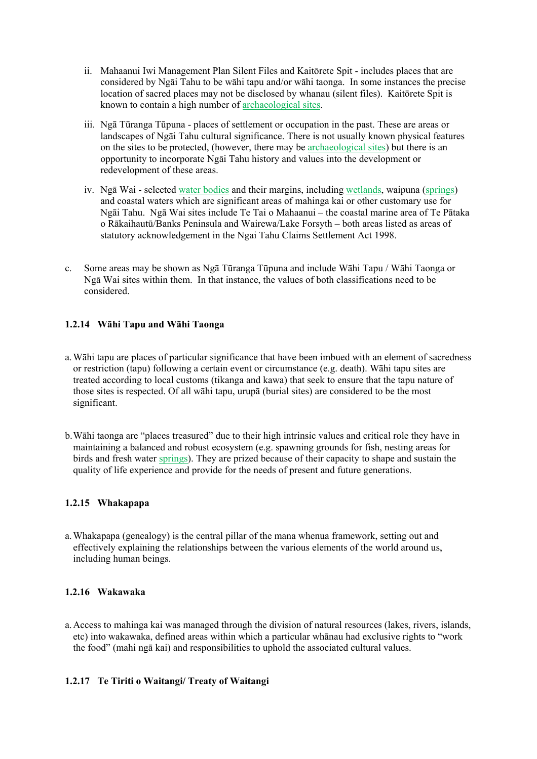ii. Mahaanui Iwi Management Plan Silent Files and Kaitōrete Spit - includes places that are considered by Ngāi Tahu to be wāhi tapu and/or wāhi taonga. In some instances the precise location of sacred places may not be disclosed by whanau (silent files). Kaitōrete Spit is known to contain a high number of archaeological sites.

iii. Ngā Tūranga Tūpuna - places of settlement or occupation in the past. These are areas or landscapes of Ngāi Tahu cultural significance. There is not usually known physical features on the sites to be protected, (however, there may be archaeological sites) but there is an opportunity to incorporate Ngāi Tahu history and values into the development or redevelopment of these areas.

iv. Ngā Wai - selected water bodies and their margins, including wetlands, waipuna (springs) and coastal waters which are significant areas of mahinga kai or other customary use for Ngāi Tahu. Ngā Wai sites include Te Tai o Mahaanui – the coastal marine area of Te Pātaka o Rākaihautū/Banks Peninsula and Wairewa/Lake Forsyth – both areas listed as areas of statutory acknowledgement in the Ngai Tahu Claims Settlement Act 1998.

c. Some areas may be shown as Ngā Tūranga Tūpuna and include Wāhi Tapu / Wāhi Taonga or Ngā Wai sites within them. In that instance, the values of both classifications need to be considered.

### 1.2.14 Wāhi Tapu and Wāhi Taonga

a. Wāhi tapu are places of particular significance that have been imbued with an element of sacredness or restriction (tapu) following a certain event or circumstance (e.g. death). Wāhi tapu sites are treated according to local customs (tikanga and kawa) that seek to ensure that the tapu nature of those sites is respected. Of all wāhi tapu, urupā (burial sites) are considered to be the most significant.

b. Wāhi taonga are "places treasured" due to their high intrinsic values and critical role they have in maintaining a balanced and robust ecosystem (e.g. spawning grounds for fish, nesting areas for birds and fresh water springs). They are prized because of their capacity to shape and sustain the quality of life experience and provide for the needs of present and future generations.

### 1.2.15 Whakapapa

a. Whakapapa (genealogy) is the central pillar of the mana whenua framework, setting out and effectively explaining the relationships between the various elements of the world around us, including human beings.

### 1.2.16 Wakawaka

a. Access to mahinga kai was managed through the division of natural resources (lakes, rivers, islands, etc) into wakawaka, defined areas within which a particular whānau had exclusive rights to "work the food" (mahi ngā kai) and responsibilities to uphold the associated cultural values.

### 1.2.17 Te Tiriti o Waitangi/ Treaty of Waitangi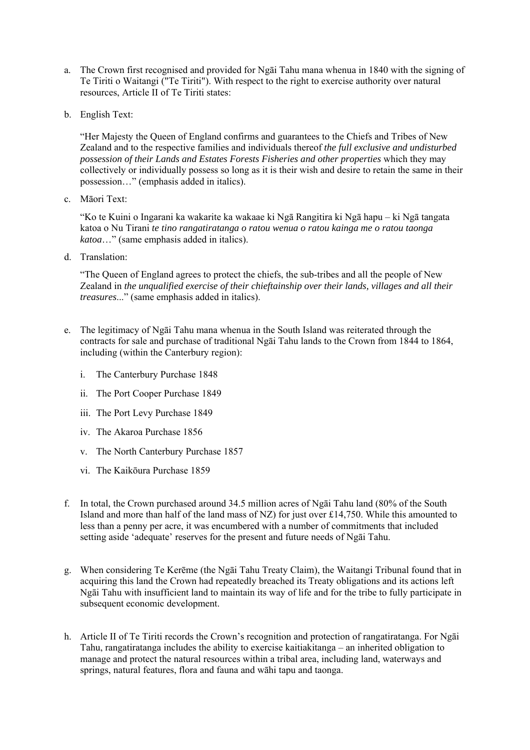a. The Crown first recognised and provided for Ngāi Tahu mana whenua in 1840 with the signing of Te Tiriti o Waitangi ("Te Tiriti"). With respect to the right to exercise authority over natural resources, Article II of Te Tiriti states:

b. English Text:

   "Her Majesty the Queen of England confirms and guarantees to the Chiefs and Tribes of New Zealand and to the respective families and individuals thereof *the full exclusive and undisturbed possession of their Lands and Estates Forests Fisheries and other properties* which they may collectively or individually possess so long as it is their wish and desire to retain the same in their possession…" (emphasis added in italics).

c. Māori Text:

   "Ko te Kuini o Ingarani ka wakarite ka wakaae ki Ngā Rangitira ki Ngā hapu – ki Ngā tangata katoa o Nu Tirani *te tino rangatiratanga o ratou wenua o ratou kainga me o ratou taonga katoa*…" (same emphasis added in italics).

d. Translation:

   "The Queen of England agrees to protect the chiefs, the sub-tribes and all the people of New Zealand in *the unqualified exercise of their chieftainship over their lands, villages and all their treasures*..." (same emphasis added in italics).

e. The legitimacy of Ngāi Tahu mana whenua in the South Island was reiterated through the contracts for sale and purchase of traditional Ngāi Tahu lands to the Crown from 1844 to 1864, including (within the Canterbury region):

   i. The Canterbury Purchase 1848

   ii. The Port Cooper Purchase 1849

   iii. The Port Levy Purchase 1849

   iv. The Akaroa Purchase 1856

   v. The North Canterbury Purchase 1857

   vi. The Kaikōura Purchase 1859

f. In total, the Crown purchased around 34.5 million acres of Ngāi Tahu land (80% of the South Island and more than half of the land mass of NZ) for just over £14,750. While this amounted to less than a penny per acre, it was encumbered with a number of commitments that included setting aside 'adequate' reserves for the present and future needs of Ngāi Tahu.

g. When considering Te Kerēme (the Ngāi Tahu Treaty Claim), the Waitangi Tribunal found that in acquiring this land the Crown had repeatedly breached its Treaty obligations and its actions left Ngāi Tahu with insufficient land to maintain its way of life and for the tribe to fully participate in subsequent economic development.

h. Article II of Te Tiriti records the Crown's recognition and protection of rangatiratanga. For Ngāi Tahu, rangatiratanga includes the ability to exercise kaitiakitanga – an inherited obligation to manage and protect the natural resources within a tribal area, including land, waterways and springs, natural features, flora and fauna and wāhi tapu and taonga.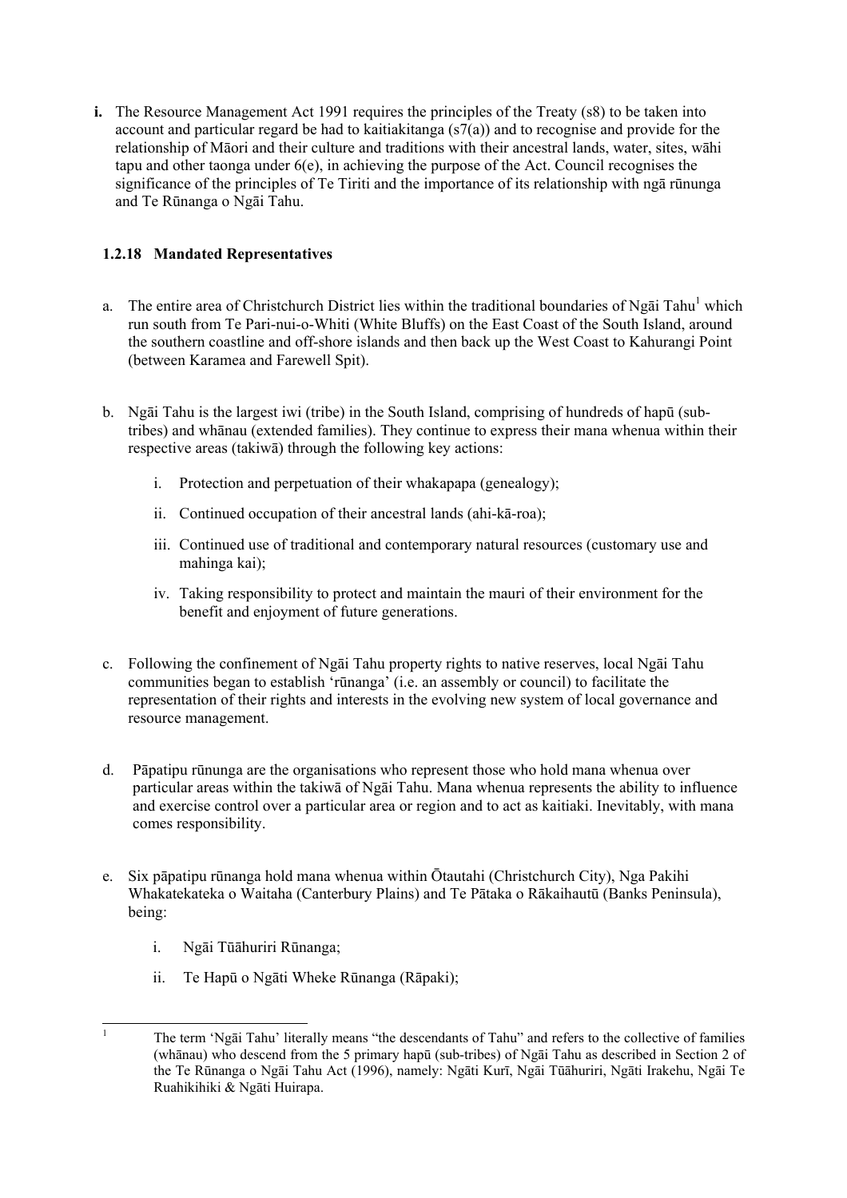i. The Resource Management Act 1991 requires the principles of the Treaty (s8) to be taken into account and particular regard be had to kaitiakitanga (s7(a)) and to recognise and provide for the relationship of Māori and their culture and traditions with their ancestral lands, water, sites, wāhi tapu and other taonga under 6(e), in achieving the purpose of the Act. Council recognises the significance of the principles of Te Tiriti and the importance of its relationship with ngā rūnunga and Te Rūnanga o Ngāi Tahu.

### 1.2.18 Mandated Representatives

a. The entire area of Christchurch District lies within the traditional boundaries of Ngāi Tahu[1] which run south from Te Pari-nui-o-Whiti (White Bluffs) on the East Coast of the South Island, around the southern coastline and off-shore islands and then back up the West Coast to Kahurangi Point (between Karamea and Farewell Spit).

b. Ngāi Tahu is the largest iwi (tribe) in the South Island, comprising of hundreds of hapū (sub-tribes) and whānau (extended families). They continue to express their mana whenua within their respective areas (takiwā) through the following key actions:

    i. Protection and perpetuation of their whakapapa (genealogy);

    ii. Continued occupation of their ancestral lands (ahi-kā-roa);

    iii. Continued use of traditional and contemporary natural resources (customary use and mahinga kai);

    iv. Taking responsibility to protect and maintain the mauri of their environment for the benefit and enjoyment of future generations.

c. Following the confinement of Ngāi Tahu property rights to native reserves, local Ngāi Tahu communities began to establish 'rūnanga' (i.e. an assembly or council) to facilitate the representation of their rights and interests in the evolving new system of local governance and resource management.

d. Pāpatipu rūnunga are the organisations who represent those who hold mana whenua over particular areas within the takiwā of Ngāi Tahu. Mana whenua represents the ability to influence and exercise control over a particular area or region and to act as kaitiaki. Inevitably, with mana comes responsibility.

e. Six pāpatipu rūnanga hold mana whenua within Ōtautahi (Christchurch City), Nga Pakihi Whakatekateka o Waitaha (Canterbury Plains) and Te Pātaka o Rākaihautū (Banks Peninsula), being:

    i. Ngāi Tūāhuriri Rūnanga;

    ii. Te Hapū o Ngāti Wheke Rūnanga (Rāpaki);

---

[1] The term 'Ngāi Tahu' literally means "the descendants of Tahu" and refers to the collective of families (whānau) who descend from the 5 primary hapū (sub-tribes) of Ngāi Tahu as described in Section 2 of the Te Rūnanga o Ngāi Tahu Act (1996), namely: Ngāti Kurī, Ngāi Tūāhuriri, Ngāti Irakehu, Ngāi Te Ruahikihiki & Ngāti Huirapa.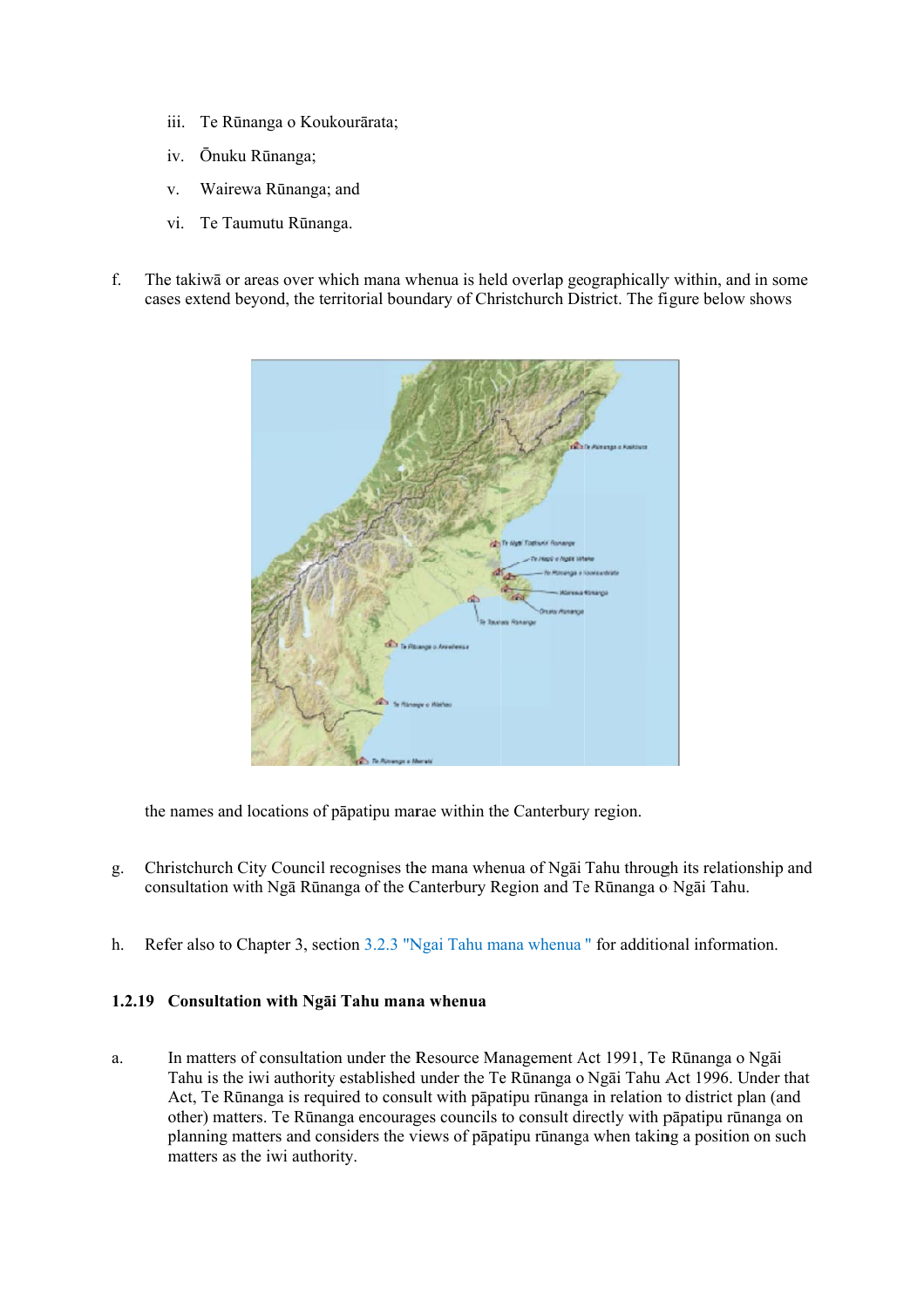iii. Te Rūnanga o Koukourārata;

iv. Ōnuku Rūnanga;

v. Wairewa Rūnanga; and

vi. Te Taumutu Rūnanga.

f. The takiwā or areas over which mana whenua is held overlap geographically within, and in some cases extend beyond, the territorial boundary of Christchurch District. The figure below shows the names and locations of pāpatipu marae within the Canterbury region.

g. Christchurch City Council recognises the mana whenua of Ngāi Tahu through its relationship and consultation with Ngā Rūnanga of the Canterbury Region and Te Rūnanga o Ngāi Tahu.

h. Refer also to Chapter 3, section 3.2.3 "Ngai Tahu mana whenua " for additional information.

### 1.2.19 Consultation with Ngāi Tahu mana whenua

a. In matters of consultation under the Resource Management Act 1991, Te Rūnanga o Ngāi Tahu is the iwi authority established under the Te Rūnanga o Ngāi Tahu Act 1996. Under that Act, Te Rūnanga is required to consult with pāpatipu rūnanga in relation to district plan (and other) matters. Te Rūnanga encourages councils to consult directly with pāpatipu rūnanga on planning matters and considers the views of pāpatipu rūnanga when taking a position on such matters as the iwi authority.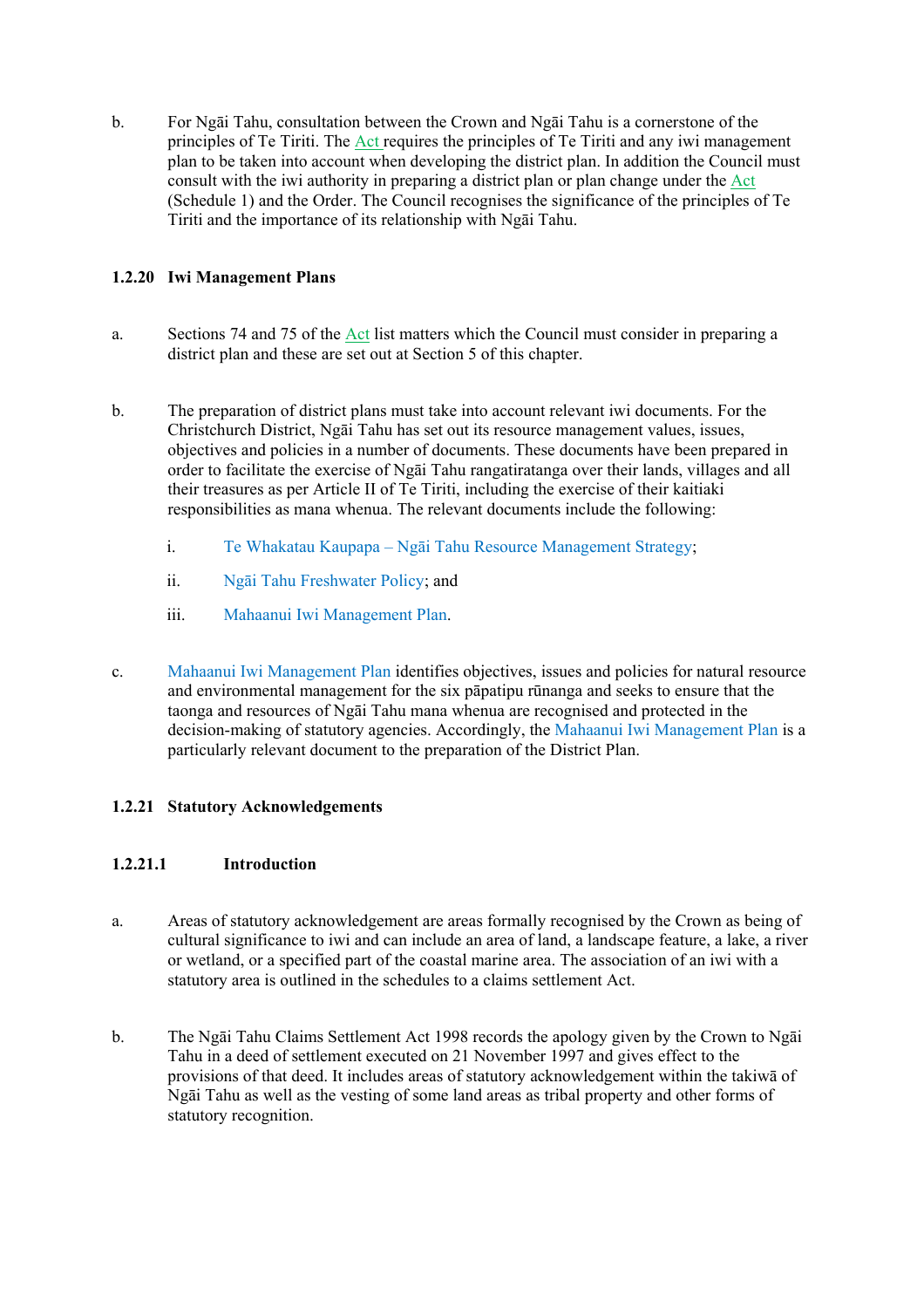b. For Ngāi Tahu, consultation between the Crown and Ngāi Tahu is a cornerstone of the principles of Te Tiriti. The Act requires the principles of Te Tiriti and any iwi management plan to be taken into account when developing the district plan. In addition the Council must consult with the iwi authority in preparing a district plan or plan change under the Act (Schedule 1) and the Order. The Council recognises the significance of the principles of Te Tiriti and the importance of its relationship with Ngāi Tahu.

### 1.2.20 Iwi Management Plans

a. Sections 74 and 75 of the Act list matters which the Council must consider in preparing a district plan and these are set out at Section 5 of this chapter.

b. The preparation of district plans must take into account relevant iwi documents. For the Christchurch District, Ngāi Tahu has set out its resource management values, issues, objectives and policies in a number of documents. These documents have been prepared in order to facilitate the exercise of Ngāi Tahu rangatiratanga over their lands, villages and all their treasures as per Article II of Te Tiriti, including the exercise of their kaitiaki responsibilities as mana whenua. The relevant documents include the following:

   i. Te Whakatau Kaupapa – Ngāi Tahu Resource Management Strategy;

   ii. Ngāi Tahu Freshwater Policy; and

   iii. Mahaanui Iwi Management Plan.

c. Mahaanui Iwi Management Plan identifies objectives, issues and policies for natural resource and environmental management for the six pāpatipu rūnanga and seeks to ensure that the taonga and resources of Ngāi Tahu mana whenua are recognised and protected in the decision-making of statutory agencies. Accordingly, the Mahaanui Iwi Management Plan is a particularly relevant document to the preparation of the District Plan.

### 1.2.21 Statutory Acknowledgements

#### 1.2.21.1 Introduction

a. Areas of statutory acknowledgement are areas formally recognised by the Crown as being of cultural significance to iwi and can include an area of land, a landscape feature, a lake, a river or wetland, or a specified part of the coastal marine area. The association of an iwi with a statutory area is outlined in the schedules to a claims settlement Act.

b. The Ngāi Tahu Claims Settlement Act 1998 records the apology given by the Crown to Ngāi Tahu in a deed of settlement executed on 21 November 1997 and gives effect to the provisions of that deed. It includes areas of statutory acknowledgement within the takiwā of Ngāi Tahu as well as the vesting of some land areas as tribal property and other forms of statutory recognition.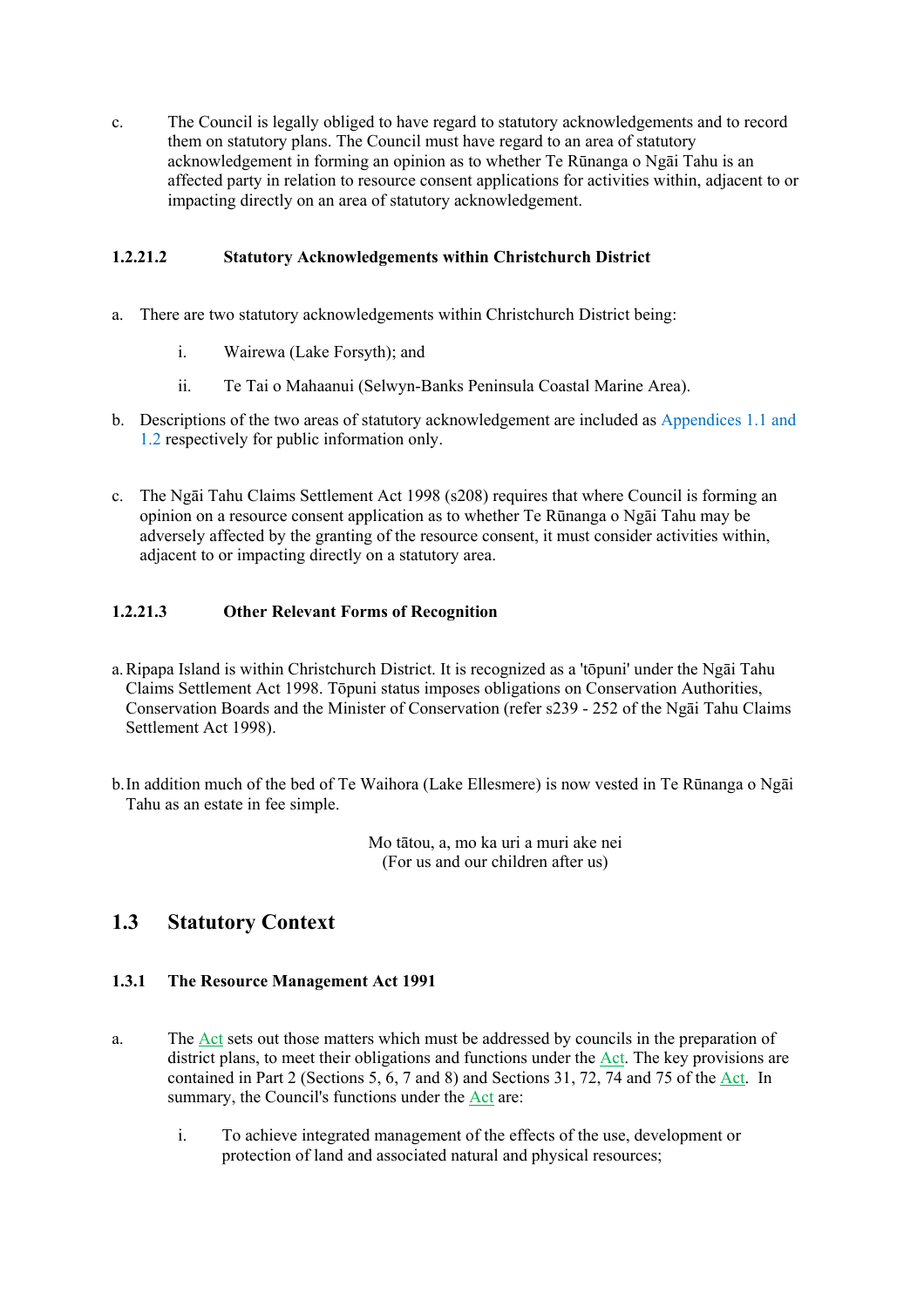c. The Council is legally obliged to have regard to statutory acknowledgements and to record them on statutory plans. The Council must have regard to an area of statutory acknowledgement in forming an opinion as to whether Te Rūnanga o Ngāi Tahu is an affected party in relation to resource consent applications for activities within, adjacent to or impacting directly on an area of statutory acknowledgement.

#### 1.2.21.2 Statutory Acknowledgements within Christchurch District

a. There are two statutory acknowledgements within Christchurch District being:

   i. Wairewa (Lake Forsyth); and

   ii. Te Tai o Mahaanui (Selwyn-Banks Peninsula Coastal Marine Area).

b. Descriptions of the two areas of statutory acknowledgement are included as Appendices 1.1 and 1.2 respectively for public information only.

c. The Ngāi Tahu Claims Settlement Act 1998 (s208) requires that where Council is forming an opinion on a resource consent application as to whether Te Rūnanga o Ngāi Tahu may be adversely affected by the granting of the resource consent, it must consider activities within, adjacent to or impacting directly on a statutory area.

#### 1.2.21.3 Other Relevant Forms of Recognition

a. Ripapa Island is within Christchurch District. It is recognized as a 'tōpuni' under the Ngāi Tahu Claims Settlement Act 1998. Tōpuni status imposes obligations on Conservation Authorities, Conservation Boards and the Minister of Conservation (refer s239 - 252 of the Ngāi Tahu Claims Settlement Act 1998).

b. In addition much of the bed of Te Waihora (Lake Ellesmere) is now vested in Te Rūnanga o Ngāi Tahu as an estate in fee simple.

Mo tātou, a, mo ka uri a muri ake nei
(For us and our children after us)

## 1.3 Statutory Context

### 1.3.1 The Resource Management Act 1991

a. The Act sets out those matters which must be addressed by councils in the preparation of district plans, to meet their obligations and functions under the Act. The key provisions are contained in Part 2 (Sections 5, 6, 7 and 8) and Sections 31, 72, 74 and 75 of the Act. In summary, the Council's functions under the Act are:

   i. To achieve integrated management of the effects of the use, development or protection of land and associated natural and physical resources;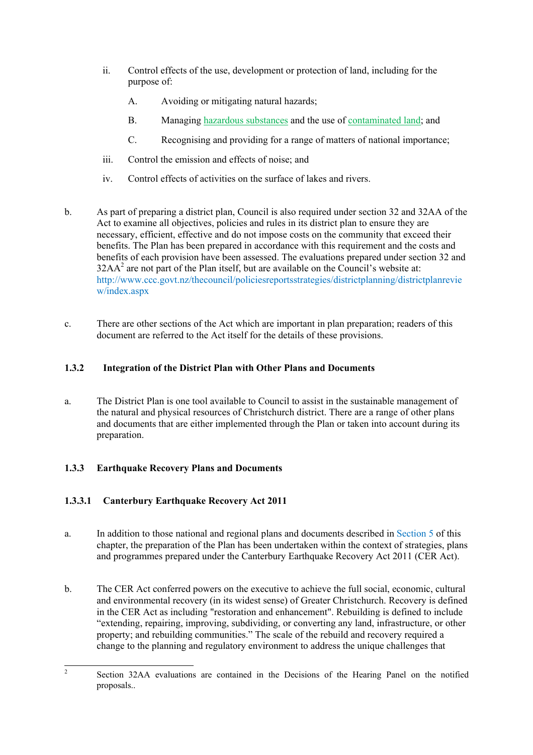ii. Control effects of the use, development or protection of land, including for the purpose of:

   A. Avoiding or mitigating natural hazards;

   B. Managing hazardous substances and the use of contaminated land; and

   C. Recognising and providing for a range of matters of national importance;

iii. Control the emission and effects of noise; and

iv. Control effects of activities on the surface of lakes and rivers.

b. As part of preparing a district plan, Council is also required under section 32 and 32AA of the Act to examine all objectives, policies and rules in its district plan to ensure they are necessary, efficient, effective and do not impose costs on the community that exceed their benefits. The Plan has been prepared in accordance with this requirement and the costs and benefits of each provision have been assessed. The evaluations prepared under section 32 and 32AA[2] are not part of the Plan itself, but are available on the Council's website at: http://www.ccc.govt.nz/thecouncil/policiesreportsstrategies/districtplanning/districtplanreview/index.aspx

c. There are other sections of the Act which are important in plan preparation; readers of this document are referred to the Act itself for the details of these provisions.

### 1.3.2 Integration of the District Plan with Other Plans and Documents

a. The District Plan is one tool available to Council to assist in the sustainable management of the natural and physical resources of Christchurch district. There are a range of other plans and documents that are either implemented through the Plan or taken into account during its preparation.

### 1.3.3 Earthquake Recovery Plans and Documents

#### 1.3.3.1 Canterbury Earthquake Recovery Act 2011

a. In addition to those national and regional plans and documents described in Section 5 of this chapter, the preparation of the Plan has been undertaken within the context of strategies, plans and programmes prepared under the Canterbury Earthquake Recovery Act 2011 (CER Act).

b. The CER Act conferred powers on the executive to achieve the full social, economic, cultural and environmental recovery (in its widest sense) of Greater Christchurch. Recovery is defined in the CER Act as including "restoration and enhancement". Rebuilding is defined to include "extending, repairing, improving, subdividing, or converting any land, infrastructure, or other property; and rebuilding communities." The scale of the rebuild and recovery required a change to the planning and regulatory environment to address the unique challenges that

---

[2] Section 32AA evaluations are contained in the Decisions of the Hearing Panel on the notified proposals..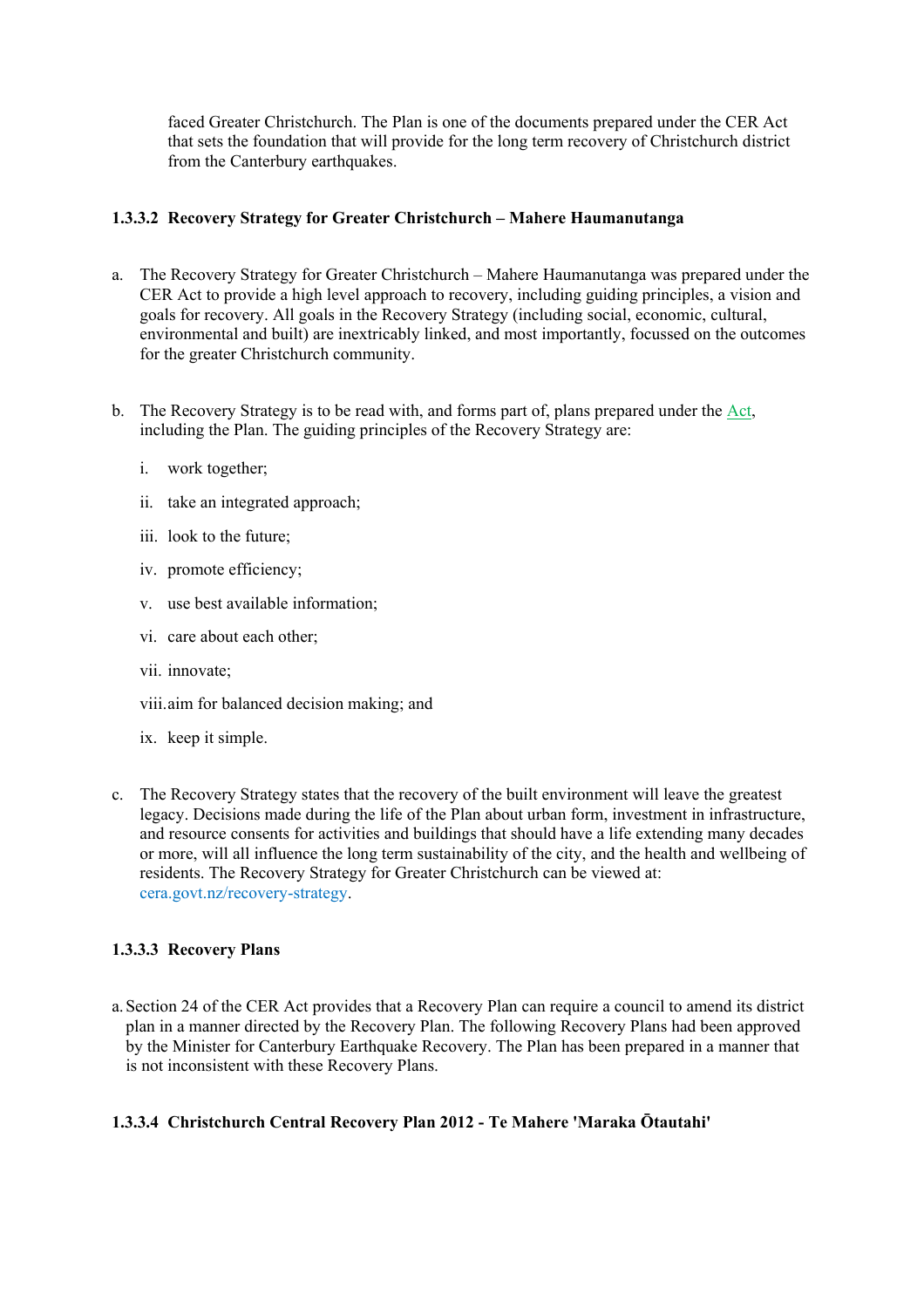faced Greater Christchurch. The Plan is one of the documents prepared under the CER Act that sets the foundation that will provide for the long term recovery of Christchurch district from the Canterbury earthquakes.

#### 1.3.3.2 Recovery Strategy for Greater Christchurch – Mahere Haumanutanga

a. The Recovery Strategy for Greater Christchurch – Mahere Haumanutanga was prepared under the CER Act to provide a high level approach to recovery, including guiding principles, a vision and goals for recovery. All goals in the Recovery Strategy (including social, economic, cultural, environmental and built) are inextricably linked, and most importantly, focussed on the outcomes for the greater Christchurch community.

b. The Recovery Strategy is to be read with, and forms part of, plans prepared under the Act, including the Plan. The guiding principles of the Recovery Strategy are:

   i. work together;

   ii. take an integrated approach;

   iii. look to the future;

   iv. promote efficiency;

   v. use best available information;

   vi. care about each other;

   vii. innovate;

   viii. aim for balanced decision making; and

   ix. keep it simple.

c. The Recovery Strategy states that the recovery of the built environment will leave the greatest legacy. Decisions made during the life of the Plan about urban form, investment in infrastructure, and resource consents for activities and buildings that should have a life extending many decades or more, will all influence the long term sustainability of the city, and the health and wellbeing of residents. The Recovery Strategy for Greater Christchurch can be viewed at: cera.govt.nz/recovery-strategy.

#### 1.3.3.3 Recovery Plans

a. Section 24 of the CER Act provides that a Recovery Plan can require a council to amend its district plan in a manner directed by the Recovery Plan. The following Recovery Plans had been approved by the Minister for Canterbury Earthquake Recovery. The Plan has been prepared in a manner that is not inconsistent with these Recovery Plans.

#### 1.3.3.4 Christchurch Central Recovery Plan 2012 - Te Mahere 'Maraka Ōtautahi'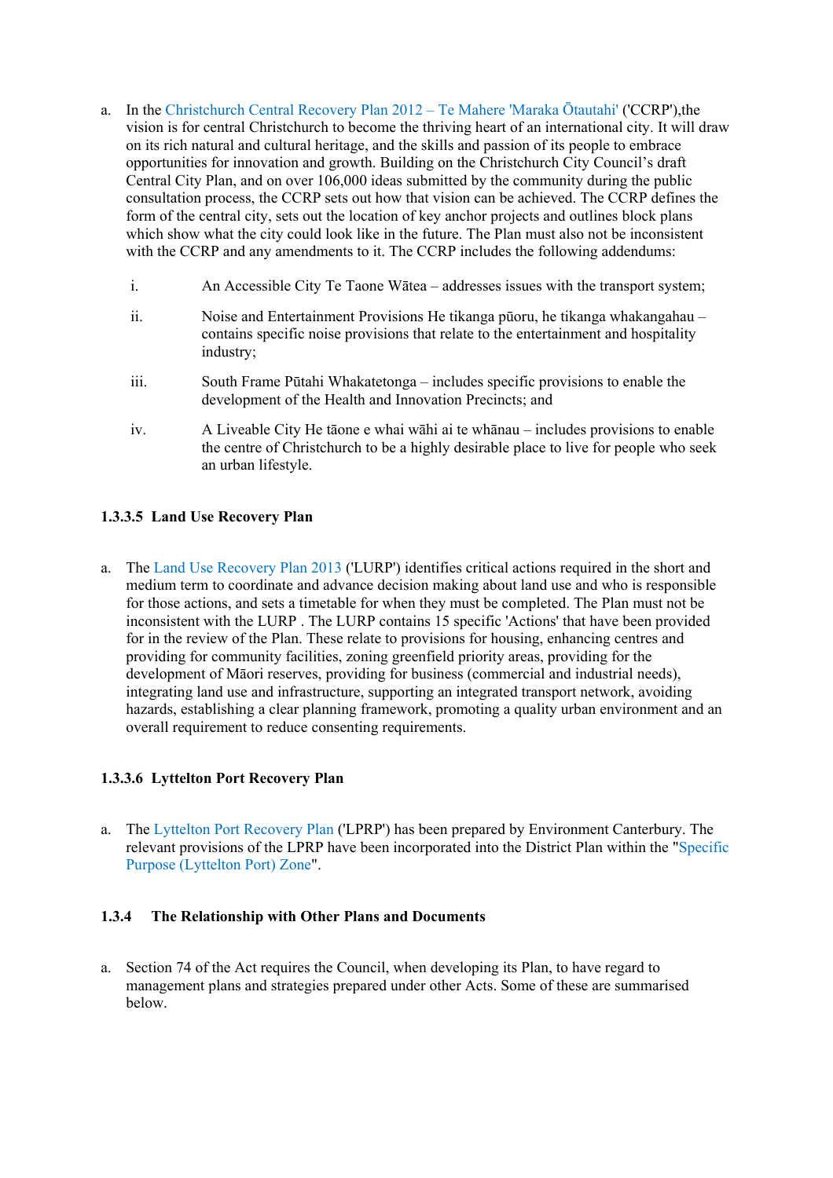a. In the Christchurch Central Recovery Plan 2012 – Te Mahere 'Maraka Ōtautahi' ('CCRP'),the vision is for central Christchurch to become the thriving heart of an international city. It will draw on its rich natural and cultural heritage, and the skills and passion of its people to embrace opportunities for innovation and growth. Building on the Christchurch City Council's draft Central City Plan, and on over 106,000 ideas submitted by the community during the public consultation process, the CCRP sets out how that vision can be achieved. The CCRP defines the form of the central city, sets out the location of key anchor projects and outlines block plans which show what the city could look like in the future. The Plan must also not be inconsistent with the CCRP and any amendments to it. The CCRP includes the following addendums:

   i. An Accessible City Te Taone Wātea – addresses issues with the transport system;

   ii. Noise and Entertainment Provisions He tikanga pūoru, he tikanga whakangahau – contains specific noise provisions that relate to the entertainment and hospitality industry;

   iii. South Frame Pūtahi Whakatetonga – includes specific provisions to enable the development of the Health and Innovation Precincts; and

   iv. A Liveable City He tāone e whai wāhi ai te whānau – includes provisions to enable the centre of Christchurch to be a highly desirable place to live for people who seek an urban lifestyle.

#### 1.3.3.5 Land Use Recovery Plan

a. The Land Use Recovery Plan 2013 ('LURP') identifies critical actions required in the short and medium term to coordinate and advance decision making about land use and who is responsible for those actions, and sets a timetable for when they must be completed. The Plan must not be inconsistent with the LURP . The LURP contains 15 specific 'Actions' that have been provided for in the review of the Plan. These relate to provisions for housing, enhancing centres and providing for community facilities, zoning greenfield priority areas, providing for the development of Māori reserves, providing for business (commercial and industrial needs), integrating land use and infrastructure, supporting an integrated transport network, avoiding hazards, establishing a clear planning framework, promoting a quality urban environment and an overall requirement to reduce consenting requirements.

#### 1.3.3.6 Lyttelton Port Recovery Plan

a. The Lyttelton Port Recovery Plan ('LPRP') has been prepared by Environment Canterbury. The relevant provisions of the LPRP have been incorporated into the District Plan within the "Specific Purpose (Lyttelton Port) Zone".

### 1.3.4 The Relationship with Other Plans and Documents

a. Section 74 of the Act requires the Council, when developing its Plan, to have regard to management plans and strategies prepared under other Acts. Some of these are summarised below.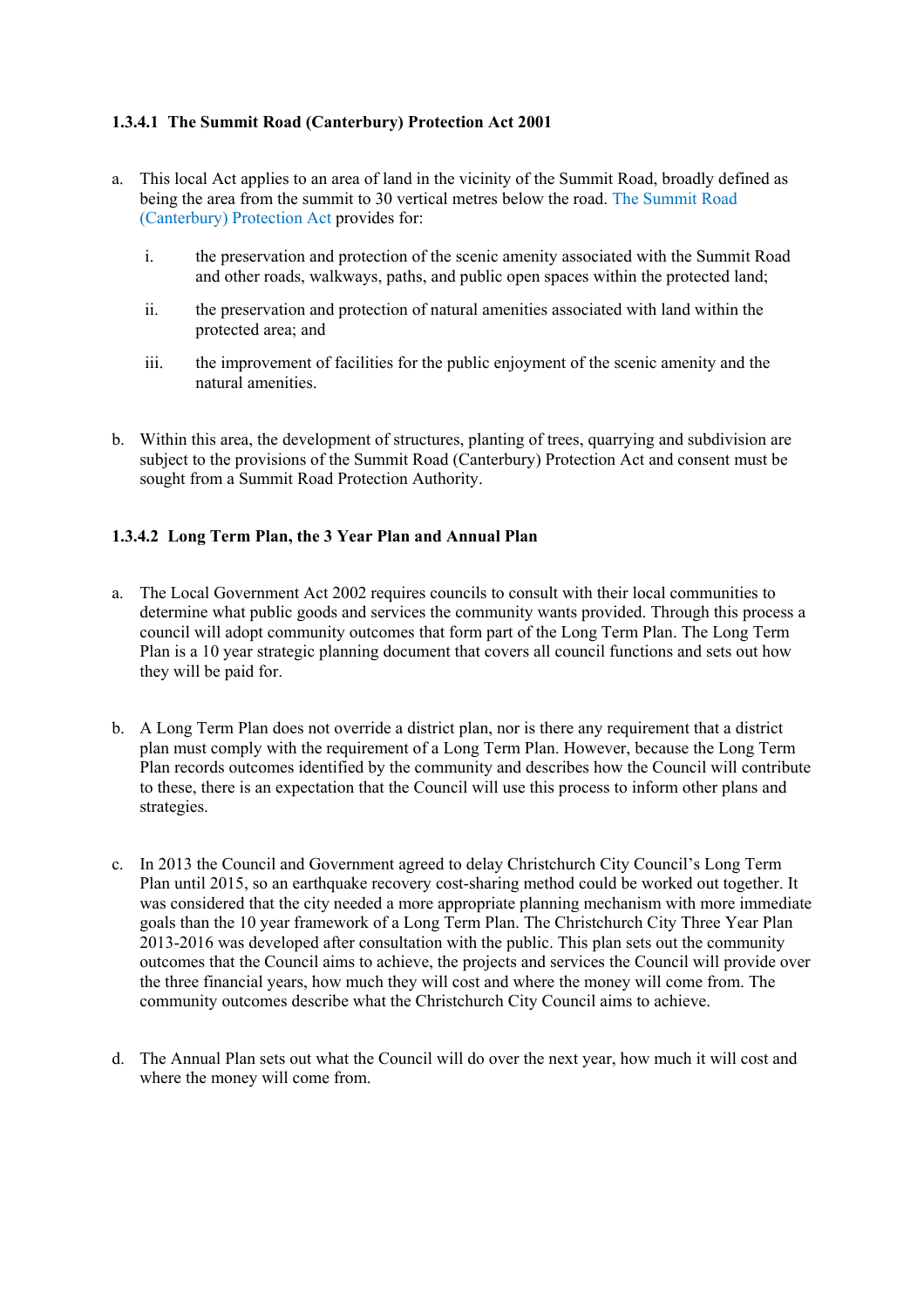#### 1.3.4.1 The Summit Road (Canterbury) Protection Act 2001

a. This local Act applies to an area of land in the vicinity of the Summit Road, broadly defined as being the area from the summit to 30 vertical metres below the road. The Summit Road (Canterbury) Protection Act provides for:

   i. the preservation and protection of the scenic amenity associated with the Summit Road and other roads, walkways, paths, and public open spaces within the protected land;

   ii. the preservation and protection of natural amenities associated with land within the protected area; and

   iii. the improvement of facilities for the public enjoyment of the scenic amenity and the natural amenities.

b. Within this area, the development of structures, planting of trees, quarrying and subdivision are subject to the provisions of the Summit Road (Canterbury) Protection Act and consent must be sought from a Summit Road Protection Authority.

#### 1.3.4.2 Long Term Plan, the 3 Year Plan and Annual Plan

a. The Local Government Act 2002 requires councils to consult with their local communities to determine what public goods and services the community wants provided. Through this process a council will adopt community outcomes that form part of the Long Term Plan. The Long Term Plan is a 10 year strategic planning document that covers all council functions and sets out how they will be paid for.

b. A Long Term Plan does not override a district plan, nor is there any requirement that a district plan must comply with the requirement of a Long Term Plan. However, because the Long Term Plan records outcomes identified by the community and describes how the Council will contribute to these, there is an expectation that the Council will use this process to inform other plans and strategies.

c. In 2013 the Council and Government agreed to delay Christchurch City Council's Long Term Plan until 2015, so an earthquake recovery cost-sharing method could be worked out together. It was considered that the city needed a more appropriate planning mechanism with more immediate goals than the 10 year framework of a Long Term Plan. The Christchurch City Three Year Plan 2013-2016 was developed after consultation with the public. This plan sets out the community outcomes that the Council aims to achieve, the projects and services the Council will provide over the three financial years, how much they will cost and where the money will come from. The community outcomes describe what the Christchurch City Council aims to achieve.

d. The Annual Plan sets out what the Council will do over the next year, how much it will cost and where the money will come from.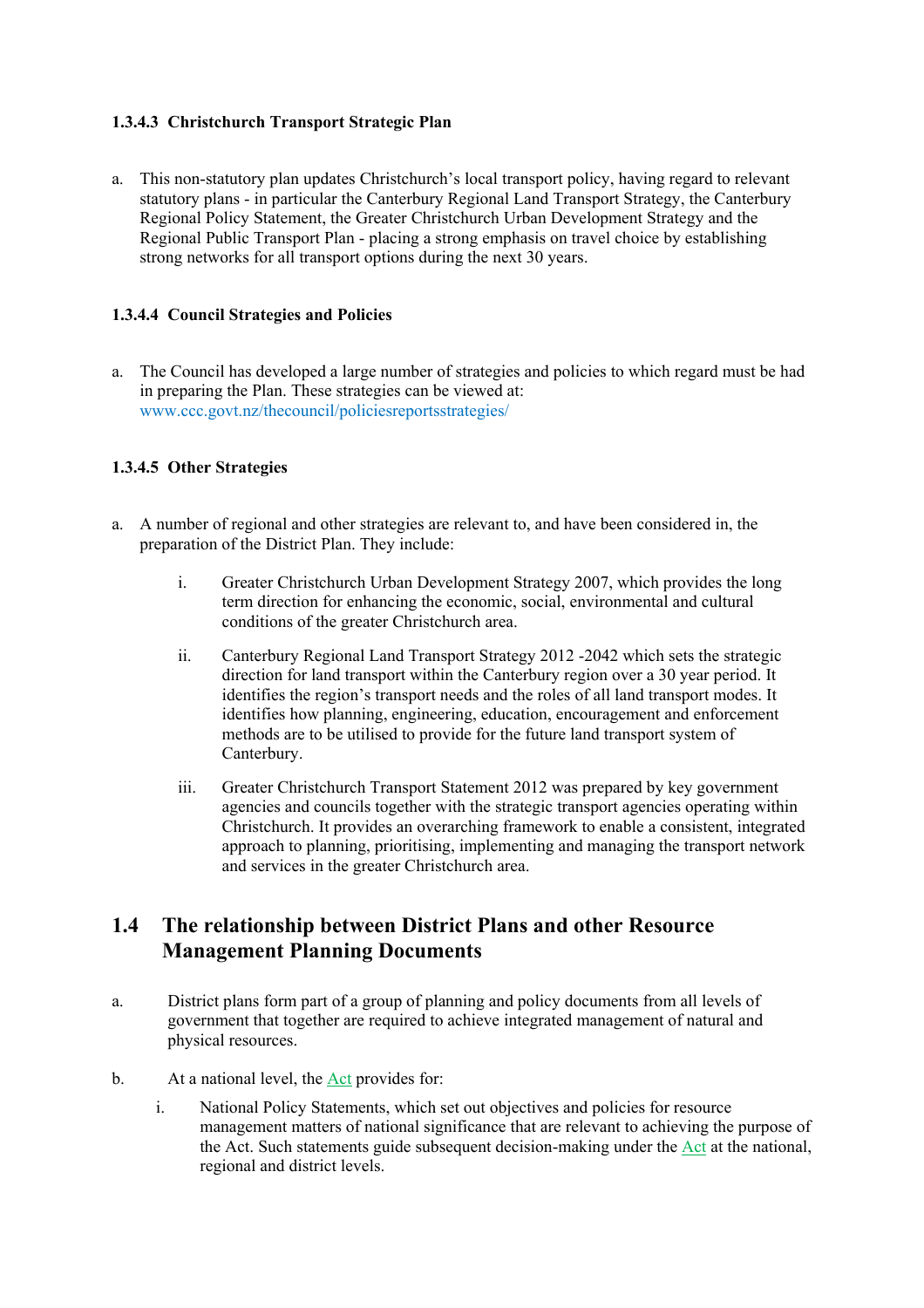#### 1.3.4.3 Christchurch Transport Strategic Plan

a. This non-statutory plan updates Christchurch's local transport policy, having regard to relevant statutory plans - in particular the Canterbury Regional Land Transport Strategy, the Canterbury Regional Policy Statement, the Greater Christchurch Urban Development Strategy and the Regional Public Transport Plan - placing a strong emphasis on travel choice by establishing strong networks for all transport options during the next 30 years.

#### 1.3.4.4 Council Strategies and Policies

a. The Council has developed a large number of strategies and policies to which regard must be had in preparing the Plan. These strategies can be viewed at: www.ccc.govt.nz/thecouncil/policiesreportsstrategies/

#### 1.3.4.5 Other Strategies

a. A number of regional and other strategies are relevant to, and have been considered in, the preparation of the District Plan. They include:

   i. Greater Christchurch Urban Development Strategy 2007, which provides the long term direction for enhancing the economic, social, environmental and cultural conditions of the greater Christchurch area.

   ii. Canterbury Regional Land Transport Strategy 2012 -2042 which sets the strategic direction for land transport within the Canterbury region over a 30 year period. It identifies the region's transport needs and the roles of all land transport modes. It identifies how planning, engineering, education, encouragement and enforcement methods are to be utilised to provide for the future land transport system of Canterbury.

   iii. Greater Christchurch Transport Statement 2012 was prepared by key government agencies and councils together with the strategic transport agencies operating within Christchurch. It provides an overarching framework to enable a consistent, integrated approach to planning, prioritising, implementing and managing the transport network and services in the greater Christchurch area.

## 1.4 The relationship between District Plans and other Resource Management Planning Documents

a. District plans form part of a group of planning and policy documents from all levels of government that together are required to achieve integrated management of natural and physical resources.

b. At a national level, the Act provides for:

   i. National Policy Statements, which set out objectives and policies for resource management matters of national significance that are relevant to achieving the purpose of the Act. Such statements guide subsequent decision-making under the Act at the national, regional and district levels.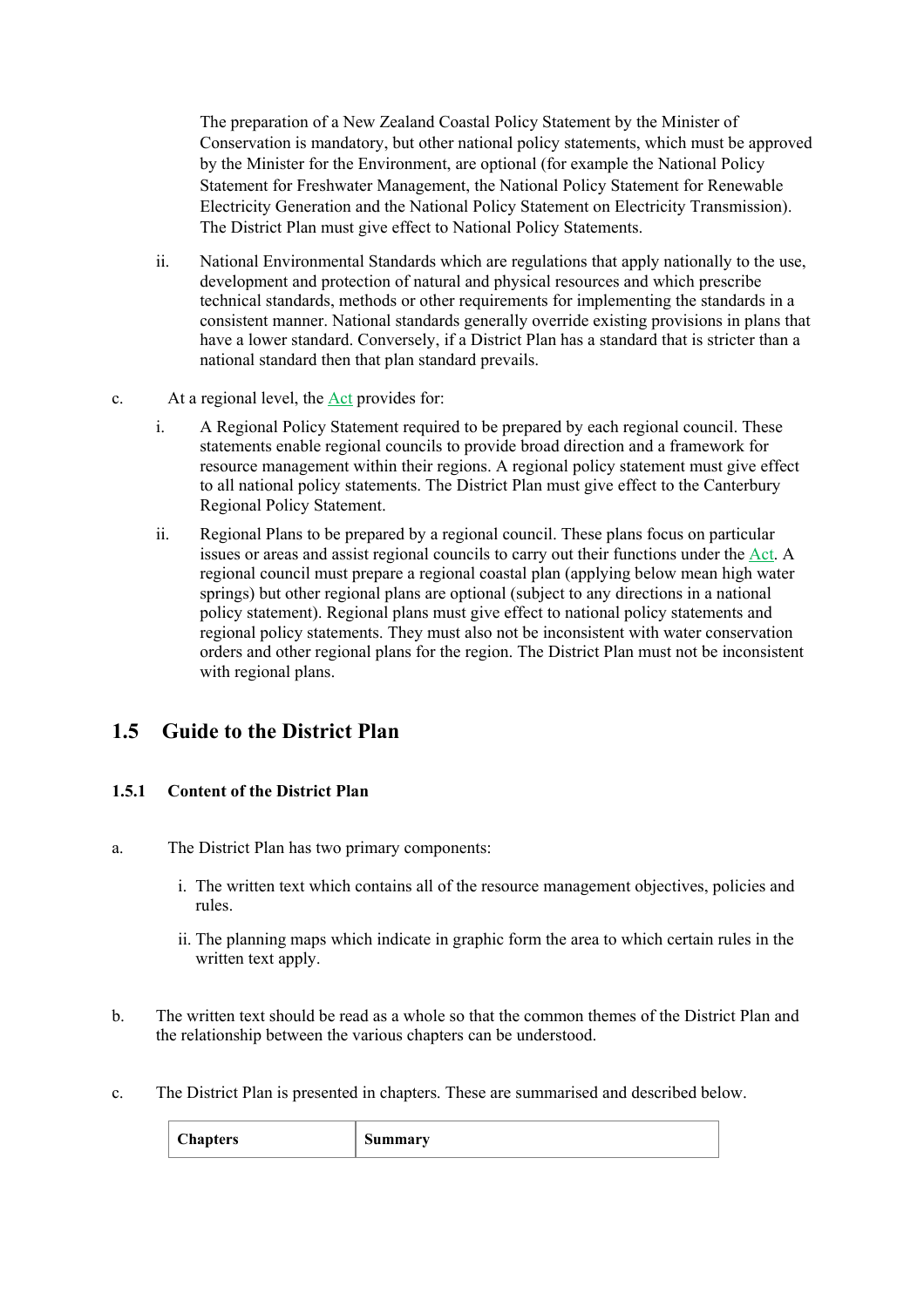The preparation of a New Zealand Coastal Policy Statement by the Minister of Conservation is mandatory, but other national policy statements, which must be approved by the Minister for the Environment, are optional (for example the National Policy Statement for Freshwater Management, the National Policy Statement for Renewable Electricity Generation and the National Policy Statement on Electricity Transmission). The District Plan must give effect to National Policy Statements.

ii. National Environmental Standards which are regulations that apply nationally to the use, development and protection of natural and physical resources and which prescribe technical standards, methods or other requirements for implementing the standards in a consistent manner. National standards generally override existing provisions in plans that have a lower standard. Conversely, if a District Plan has a standard that is stricter than a national standard then that plan standard prevails.

c. At a regional level, the Act provides for:

i. A Regional Policy Statement required to be prepared by each regional council. These statements enable regional councils to provide broad direction and a framework for resource management within their regions. A regional policy statement must give effect to all national policy statements. The District Plan must give effect to the Canterbury Regional Policy Statement.

ii. Regional Plans to be prepared by a regional council. These plans focus on particular issues or areas and assist regional councils to carry out their functions under the Act. A regional council must prepare a regional coastal plan (applying below mean high water springs) but other regional plans are optional (subject to any directions in a national policy statement). Regional plans must give effect to national policy statements and regional policy statements. They must also not be inconsistent with water conservation orders and other regional plans for the region. The District Plan must not be inconsistent with regional plans.

## 1.5 Guide to the District Plan

### 1.5.1 Content of the District Plan

a. The District Plan has two primary components:

i. The written text which contains all of the resource management objectives, policies and rules.

ii. The planning maps which indicate in graphic form the area to which certain rules in the written text apply.

b. The written text should be read as a whole so that the common themes of the District Plan and the relationship between the various chapters can be understood.

c. The District Plan is presented in chapters. These are summarised and described below.

| Chapters | Summary |
|---|---|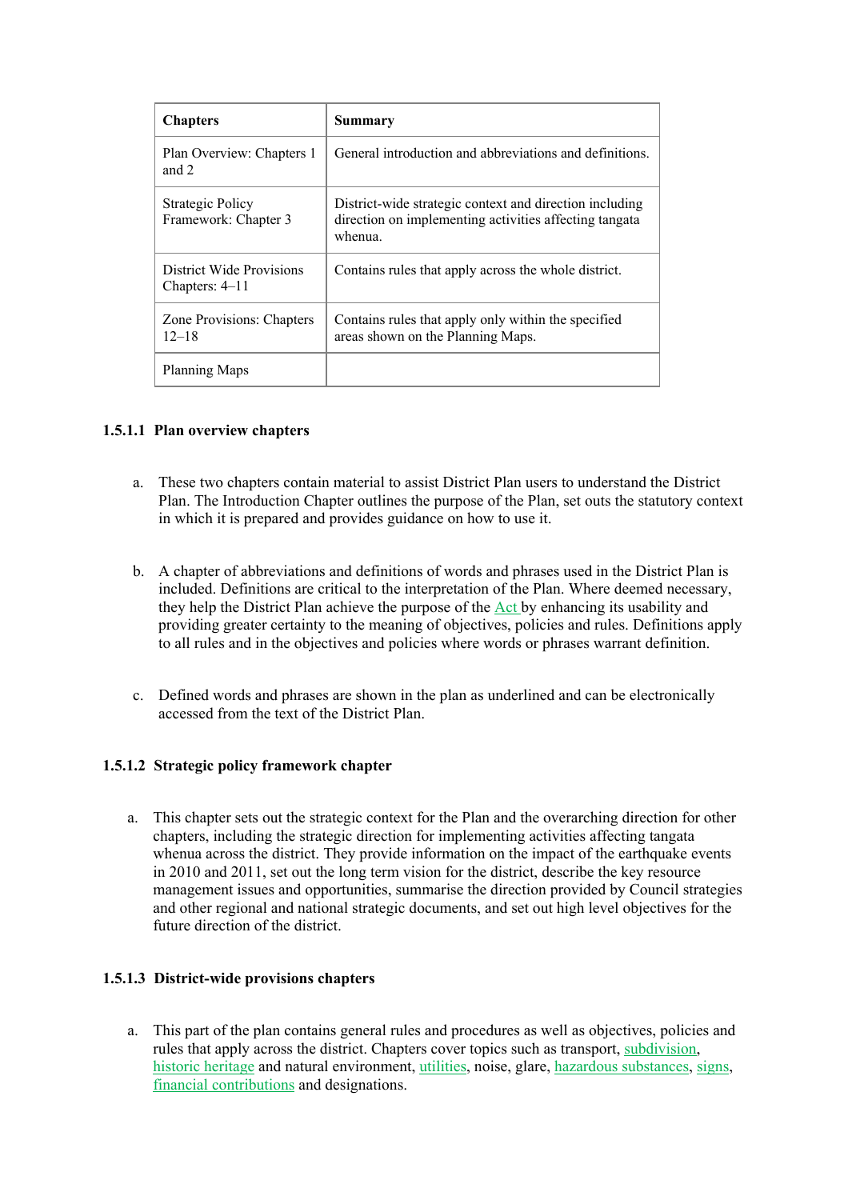| Chapters | Summary |
| --- | --- |
| Plan Overview: Chapters 1 and 2 | General introduction and abbreviations and definitions. |
| Strategic Policy Framework: Chapter 3 | District-wide strategic context and direction including direction on implementing activities affecting tangata whenua. |
| District Wide Provisions Chapters: 4–11 | Contains rules that apply across the whole district. |
| Zone Provisions: Chapters 12–18 | Contains rules that apply only within the specified areas shown on the Planning Maps. |
| Planning Maps | |

#### 1.5.1.1 Plan overview chapters

a. These two chapters contain material to assist District Plan users to understand the District Plan. The Introduction Chapter outlines the purpose of the Plan, set outs the statutory context in which it is prepared and provides guidance on how to use it.

b. A chapter of abbreviations and definitions of words and phrases used in the District Plan is included. Definitions are critical to the interpretation of the Plan. Where deemed necessary, they help the District Plan achieve the purpose of the Act by enhancing its usability and providing greater certainty to the meaning of objectives, policies and rules. Definitions apply to all rules and in the objectives and policies where words or phrases warrant definition.

c. Defined words and phrases are shown in the plan as underlined and can be electronically accessed from the text of the District Plan.

#### 1.5.1.2 Strategic policy framework chapter

a. This chapter sets out the strategic context for the Plan and the overarching direction for other chapters, including the strategic direction for implementing activities affecting tangata whenua across the district. They provide information on the impact of the earthquake events in 2010 and 2011, set out the long term vision for the district, describe the key resource management issues and opportunities, summarise the direction provided by Council strategies and other regional and national strategic documents, and set out high level objectives for the future direction of the district.

#### 1.5.1.3 District-wide provisions chapters

a. This part of the plan contains general rules and procedures as well as objectives, policies and rules that apply across the district. Chapters cover topics such as transport, subdivision, historic heritage and natural environment, utilities, noise, glare, hazardous substances, signs, financial contributions and designations.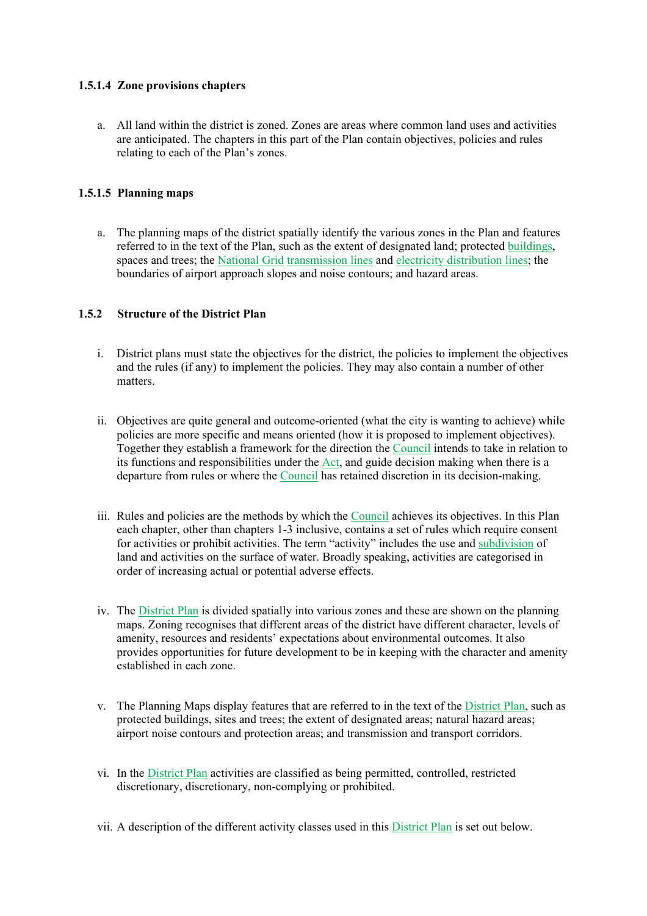#### 1.5.1.4 Zone provisions chapters

a. All land within the district is zoned. Zones are areas where common land uses and activities are anticipated. The chapters in this part of the Plan contain objectives, policies and rules relating to each of the Plan's zones.

#### 1.5.1.5 Planning maps

a. The planning maps of the district spatially identify the various zones in the Plan and features referred to in the text of the Plan, such as the extent of designated land; protected buildings, spaces and trees; the National Grid transmission lines and electricity distribution lines; the boundaries of airport approach slopes and noise contours; and hazard areas.

### 1.5.2 Structure of the District Plan

i. District plans must state the objectives for the district, the policies to implement the objectives and the rules (if any) to implement the policies. They may also contain a number of other matters.

ii. Objectives are quite general and outcome-oriented (what the city is wanting to achieve) while policies are more specific and means oriented (how it is proposed to implement objectives). Together they establish a framework for the direction the Council intends to take in relation to its functions and responsibilities under the Act, and guide decision making when there is a departure from rules or where the Council has retained discretion in its decision-making.

iii. Rules and policies are the methods by which the Council achieves its objectives. In this Plan each chapter, other than chapters 1-3 inclusive, contains a set of rules which require consent for activities or prohibit activities. The term "activity" includes the use and subdivision of land and activities on the surface of water. Broadly speaking, activities are categorised in order of increasing actual or potential adverse effects.

iv. The District Plan is divided spatially into various zones and these are shown on the planning maps. Zoning recognises that different areas of the district have different character, levels of amenity, resources and residents' expectations about environmental outcomes. It also provides opportunities for future development to be in keeping with the character and amenity established in each zone.

v. The Planning Maps display features that are referred to in the text of the District Plan, such as protected buildings, sites and trees; the extent of designated areas; natural hazard areas; airport noise contours and protection areas; and transmission and transport corridors.

vi. In the District Plan activities are classified as being permitted, controlled, restricted discretionary, discretionary, non-complying or prohibited.

vii. A description of the different activity classes used in this District Plan is set out below.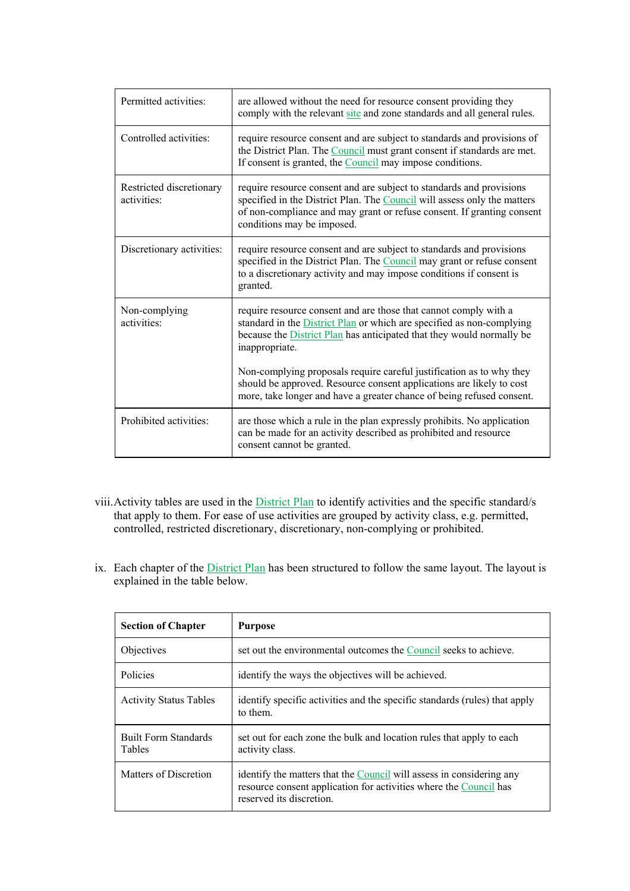| | |
|---|---|
| Permitted activities: | are allowed without the need for resource consent providing they comply with the relevant site and zone standards and all general rules. |
| Controlled activities: | require resource consent and are subject to standards and provisions of the District Plan. The Council must grant consent if standards are met. If consent is granted, the Council may impose conditions. |
| Restricted discretionary activities: | require resource consent and are subject to standards and provisions specified in the District Plan. The Council will assess only the matters of non-compliance and may grant or refuse consent. If granting consent conditions may be imposed. |
| Discretionary activities: | require resource consent and are subject to standards and provisions specified in the District Plan. The Council may grant or refuse consent to a discretionary activity and may impose conditions if consent is granted. |
| Non-complying activities: | require resource consent and are those that cannot comply with a standard in the District Plan or which are specified as non-complying because the District Plan has anticipated that they would normally be inappropriate.<br><br>Non-complying proposals require careful justification as to why they should be approved. Resource consent applications are likely to cost more, take longer and have a greater chance of being refused consent. |
| Prohibited activities: | are those which a rule in the plan expressly prohibits. No application can be made for an activity described as prohibited and resource consent cannot be granted. |

viii. Activity tables are used in the District Plan to identify activities and the specific standard/s that apply to them. For ease of use activities are grouped by activity class, e.g. permitted, controlled, restricted discretionary, discretionary, non-complying or prohibited.

ix. Each chapter of the District Plan has been structured to follow the same layout. The layout is explained in the table below.

| **Section of Chapter** | **Purpose** |
|---|---|
| Objectives | set out the environmental outcomes the Council seeks to achieve. |
| Policies | identify the ways the objectives will be achieved. |
| Activity Status Tables | identify specific activities and the specific standards (rules) that apply to them. |
| Built Form Standards Tables | set out for each zone the bulk and location rules that apply to each activity class. |
| Matters of Discretion | identify the matters that the Council will assess in considering any resource consent application for activities where the Council has reserved its discretion. |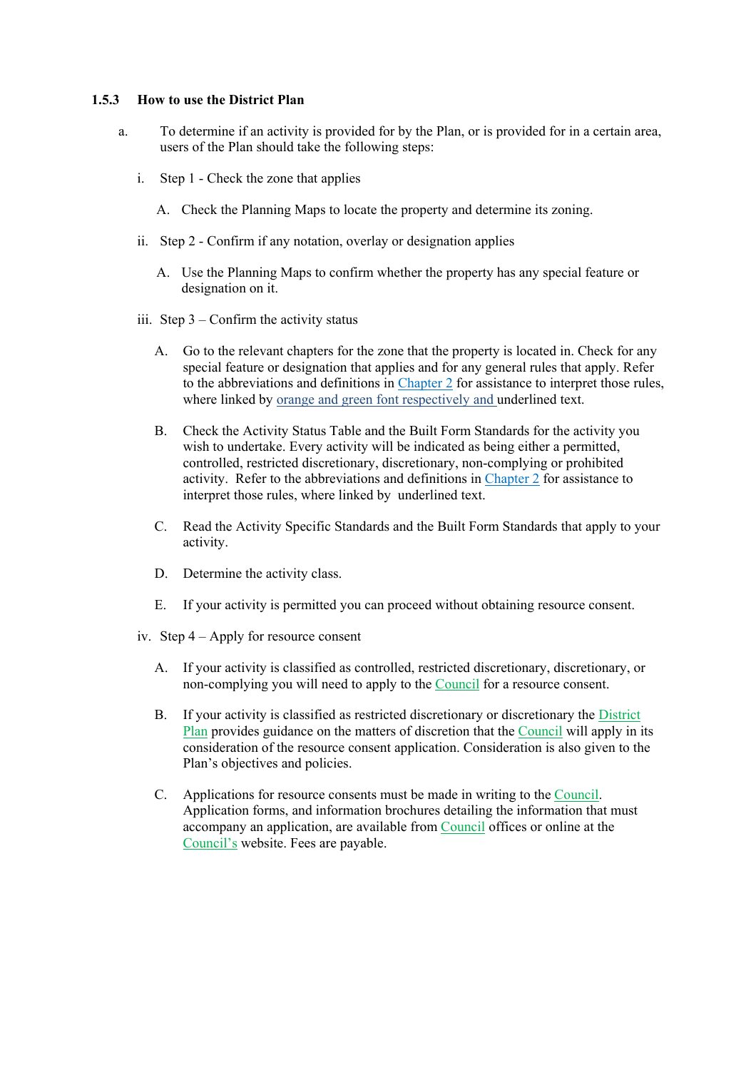### 1.5.3 How to use the District Plan

a. To determine if an activity is provided for by the Plan, or is provided for in a certain area, users of the Plan should take the following steps:

   i. Step 1 - Check the zone that applies

      A. Check the Planning Maps to locate the property and determine its zoning.

   ii. Step 2 - Confirm if any notation, overlay or designation applies

      A. Use the Planning Maps to confirm whether the property has any special feature or designation on it.

   iii. Step 3 – Confirm the activity status

      A. Go to the relevant chapters for the zone that the property is located in. Check for any special feature or designation that applies and for any general rules that apply. Refer to the abbreviations and definitions in Chapter 2 for assistance to interpret those rules, where linked by orange and green font respectively and underlined text.

      B. Check the Activity Status Table and the Built Form Standards for the activity you wish to undertake. Every activity will be indicated as being either a permitted, controlled, restricted discretionary, discretionary, non-complying or prohibited activity. Refer to the abbreviations and definitions in Chapter 2 for assistance to interpret those rules, where linked by underlined text.

      C. Read the Activity Specific Standards and the Built Form Standards that apply to your activity.

      D. Determine the activity class.

      E. If your activity is permitted you can proceed without obtaining resource consent.

   iv. Step 4 – Apply for resource consent

      A. If your activity is classified as controlled, restricted discretionary, discretionary, or non-complying you will need to apply to the Council for a resource consent.

      B. If your activity is classified as restricted discretionary or discretionary the District Plan provides guidance on the matters of discretion that the Council will apply in its consideration of the resource consent application. Consideration is also given to the Plan's objectives and policies.

      C. Applications for resource consents must be made in writing to the Council. Application forms, and information brochures detailing the information that must accompany an application, are available from Council offices or online at the Council's website. Fees are payable.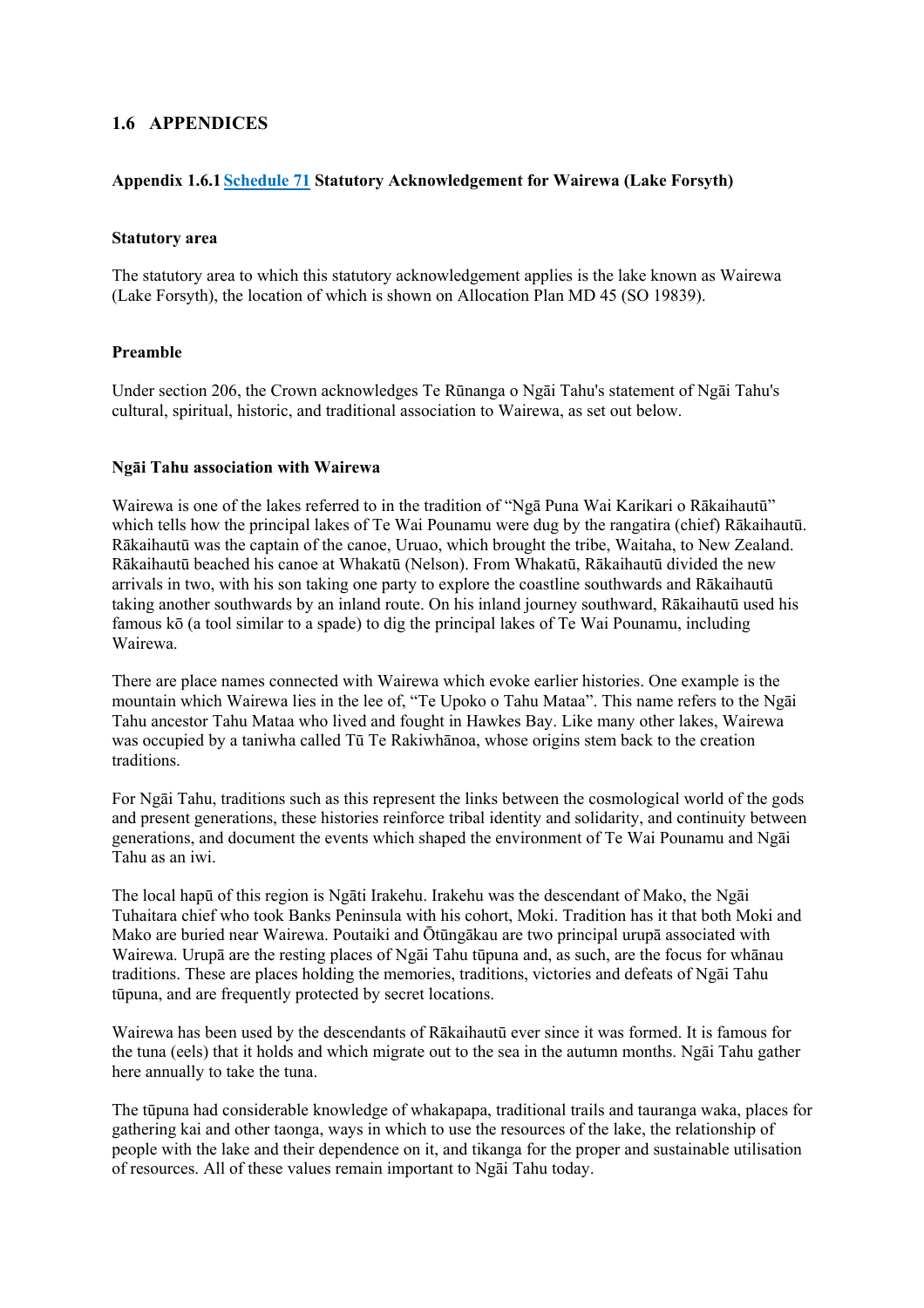## 1.6 APPENDICES

### Appendix 1.6.1 Schedule 71 Statutory Acknowledgement for Wairewa (Lake Forsyth)

**Statutory area**

The statutory area to which this statutory acknowledgement applies is the lake known as Wairewa (Lake Forsyth), the location of which is shown on Allocation Plan MD 45 (SO 19839).

**Preamble**

Under section 206, the Crown acknowledges Te Rūnanga o Ngāi Tahu's statement of Ngāi Tahu's cultural, spiritual, historic, and traditional association to Wairewa, as set out below.

**Ngāi Tahu association with Wairewa**

Wairewa is one of the lakes referred to in the tradition of "Ngā Puna Wai Karikari o Rākaihautū" which tells how the principal lakes of Te Wai Pounamu were dug by the rangatira (chief) Rākaihautū. Rākaihautū was the captain of the canoe, Uruao, which brought the tribe, Waitaha, to New Zealand. Rākaihautū beached his canoe at Whakatū (Nelson). From Whakatū, Rākaihautū divided the new arrivals in two, with his son taking one party to explore the coastline southwards and Rākaihautū taking another southwards by an inland route. On his inland journey southward, Rākaihautū used his famous kō (a tool similar to a spade) to dig the principal lakes of Te Wai Pounamu, including Wairewa.

There are place names connected with Wairewa which evoke earlier histories. One example is the mountain which Wairewa lies in the lee of, "Te Upoko o Tahu Mataa". This name refers to the Ngāi Tahu ancestor Tahu Mataa who lived and fought in Hawkes Bay. Like many other lakes, Wairewa was occupied by a taniwha called Tū Te Rakiwhānoa, whose origins stem back to the creation traditions.

For Ngāi Tahu, traditions such as this represent the links between the cosmological world of the gods and present generations, these histories reinforce tribal identity and solidarity, and continuity between generations, and document the events which shaped the environment of Te Wai Pounamu and Ngāi Tahu as an iwi.

The local hapū of this region is Ngāti Irakehu. Irakehu was the descendant of Mako, the Ngāi Tuhaitara chief who took Banks Peninsula with his cohort, Moki. Tradition has it that both Moki and Mako are buried near Wairewa. Poutaiki and Ōtūngākau are two principal urupā associated with Wairewa. Urupā are the resting places of Ngāi Tahu tūpuna and, as such, are the focus for whānau traditions. These are places holding the memories, traditions, victories and defeats of Ngāi Tahu tūpuna, and are frequently protected by secret locations.

Wairewa has been used by the descendants of Rākaihautū ever since it was formed. It is famous for the tuna (eels) that it holds and which migrate out to the sea in the autumn months. Ngāi Tahu gather here annually to take the tuna.

The tūpuna had considerable knowledge of whakapapa, traditional trails and tauranga waka, places for gathering kai and other taonga, ways in which to use the resources of the lake, the relationship of people with the lake and their dependence on it, and tikanga for the proper and sustainable utilisation of resources. All of these values remain important to Ngāi Tahu today.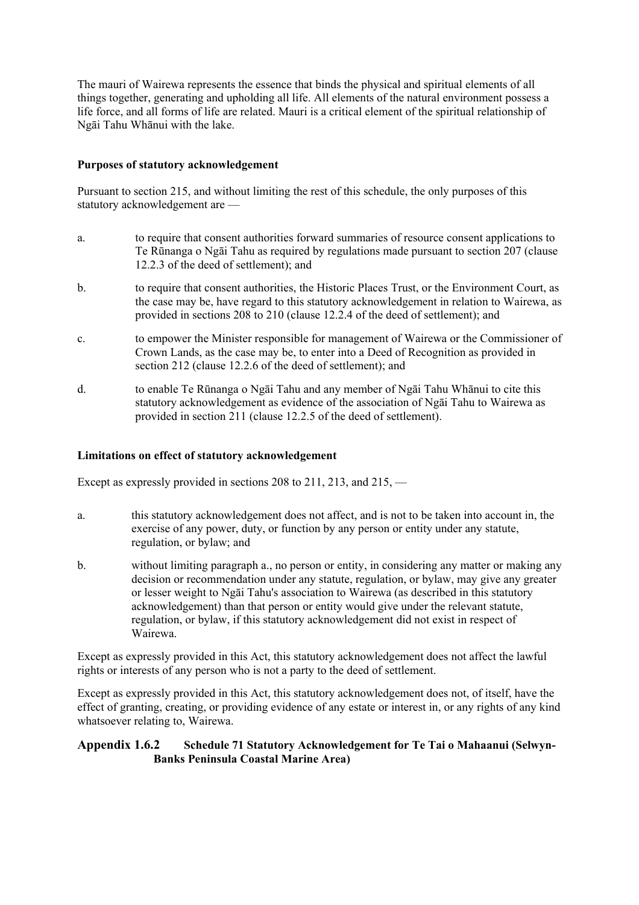The mauri of Wairewa represents the essence that binds the physical and spiritual elements of all things together, generating and upholding all life. All elements of the natural environment possess a life force, and all forms of life are related. Mauri is a critical element of the spiritual relationship of Ngāi Tahu Whānui with the lake.

**Purposes of statutory acknowledgement**

Pursuant to section 215, and without limiting the rest of this schedule, the only purposes of this statutory acknowledgement are —

a. to require that consent authorities forward summaries of resource consent applications to Te Rūnanga o Ngāi Tahu as required by regulations made pursuant to section 207 (clause 12.2.3 of the deed of settlement); and

b. to require that consent authorities, the Historic Places Trust, or the Environment Court, as the case may be, have regard to this statutory acknowledgement in relation to Wairewa, as provided in sections 208 to 210 (clause 12.2.4 of the deed of settlement); and

c. to empower the Minister responsible for management of Wairewa or the Commissioner of Crown Lands, as the case may be, to enter into a Deed of Recognition as provided in section 212 (clause 12.2.6 of the deed of settlement); and

d. to enable Te Rūnanga o Ngāi Tahu and any member of Ngāi Tahu Whānui to cite this statutory acknowledgement as evidence of the association of Ngāi Tahu to Wairewa as provided in section 211 (clause 12.2.5 of the deed of settlement).

**Limitations on effect of statutory acknowledgement**

Except as expressly provided in sections 208 to 211, 213, and 215, —

a. this statutory acknowledgement does not affect, and is not to be taken into account in, the exercise of any power, duty, or function by any person or entity under any statute, regulation, or bylaw; and

b. without limiting paragraph a., no person or entity, in considering any matter or making any decision or recommendation under any statute, regulation, or bylaw, may give any greater or lesser weight to Ngāi Tahu's association to Wairewa (as described in this statutory acknowledgement) than that person or entity would give under the relevant statute, regulation, or bylaw, if this statutory acknowledgement did not exist in respect of Wairewa.

Except as expressly provided in this Act, this statutory acknowledgement does not affect the lawful rights or interests of any person who is not a party to the deed of settlement.

Except as expressly provided in this Act, this statutory acknowledgement does not, of itself, have the effect of granting, creating, or providing evidence of any estate or interest in, or any rights of any kind whatsoever relating to, Wairewa.

## Appendix 1.6.2 Schedule 71 Statutory Acknowledgement for Te Tai o Mahaanui (Selwyn-Banks Peninsula Coastal Marine Area)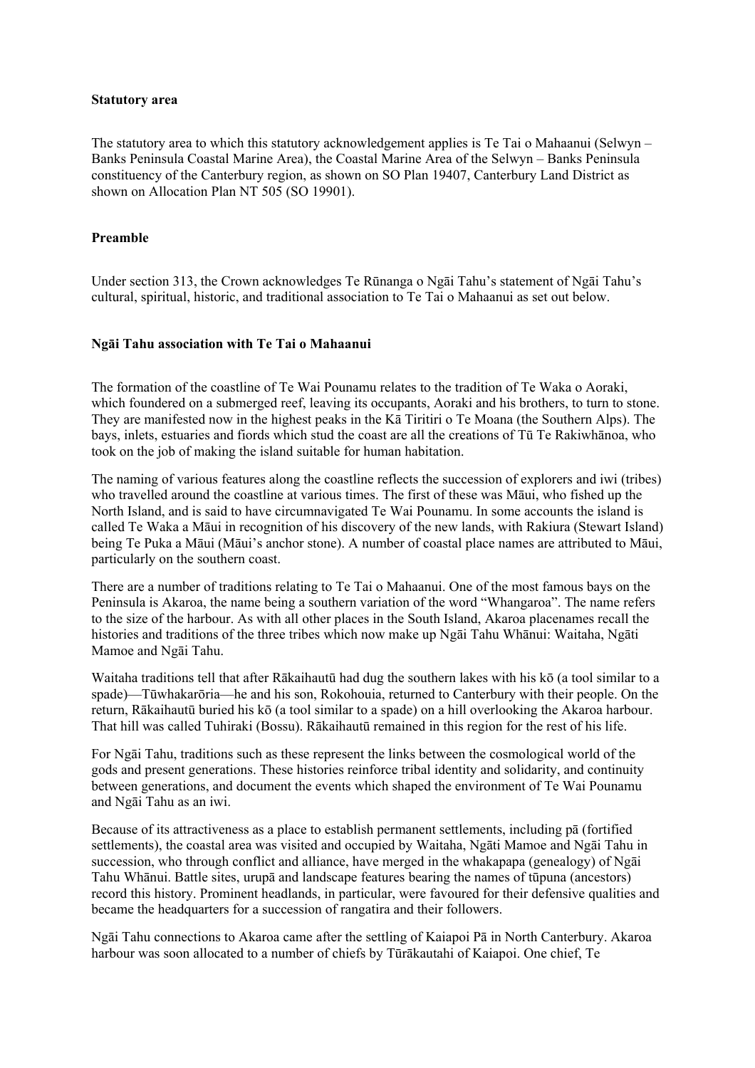**Statutory area**

The statutory area to which this statutory acknowledgement applies is Te Tai o Mahaanui (Selwyn – Banks Peninsula Coastal Marine Area), the Coastal Marine Area of the Selwyn – Banks Peninsula constituency of the Canterbury region, as shown on SO Plan 19407, Canterbury Land District as shown on Allocation Plan NT 505 (SO 19901).

**Preamble**

Under section 313, the Crown acknowledges Te Rūnanga o Ngāi Tahu's statement of Ngāi Tahu's cultural, spiritual, historic, and traditional association to Te Tai o Mahaanui as set out below.

**Ngāi Tahu association with Te Tai o Mahaanui**

The formation of the coastline of Te Wai Pounamu relates to the tradition of Te Waka o Aoraki, which foundered on a submerged reef, leaving its occupants, Aoraki and his brothers, to turn to stone. They are manifested now in the highest peaks in the Kā Tiritiri o Te Moana (the Southern Alps). The bays, inlets, estuaries and fiords which stud the coast are all the creations of Tū Te Rakiwhānoa, who took on the job of making the island suitable for human habitation.

The naming of various features along the coastline reflects the succession of explorers and iwi (tribes) who travelled around the coastline at various times. The first of these was Māui, who fished up the North Island, and is said to have circumnavigated Te Wai Pounamu. In some accounts the island is called Te Waka a Māui in recognition of his discovery of the new lands, with Rakiura (Stewart Island) being Te Puka a Māui (Māui's anchor stone). A number of coastal place names are attributed to Māui, particularly on the southern coast.

There are a number of traditions relating to Te Tai o Mahaanui. One of the most famous bays on the Peninsula is Akaroa, the name being a southern variation of the word "Whangaroa". The name refers to the size of the harbour. As with all other places in the South Island, Akaroa placenames recall the histories and traditions of the three tribes which now make up Ngāi Tahu Whānui: Waitaha, Ngāti Mamoe and Ngāi Tahu.

Waitaha traditions tell that after Rākaihautū had dug the southern lakes with his kō (a tool similar to a spade)—Tūwhakarōria—he and his son, Rokohouia, returned to Canterbury with their people. On the return, Rākaihautū buried his kō (a tool similar to a spade) on a hill overlooking the Akaroa harbour. That hill was called Tuhiraki (Bossu). Rākaihautū remained in this region for the rest of his life.

For Ngāi Tahu, traditions such as these represent the links between the cosmological world of the gods and present generations. These histories reinforce tribal identity and solidarity, and continuity between generations, and document the events which shaped the environment of Te Wai Pounamu and Ngāi Tahu as an iwi.

Because of its attractiveness as a place to establish permanent settlements, including pā (fortified settlements), the coastal area was visited and occupied by Waitaha, Ngāti Mamoe and Ngāi Tahu in succession, who through conflict and alliance, have merged in the whakapapa (genealogy) of Ngāi Tahu Whānui. Battle sites, urupā and landscape features bearing the names of tūpuna (ancestors) record this history. Prominent headlands, in particular, were favoured for their defensive qualities and became the headquarters for a succession of rangatira and their followers.

Ngāi Tahu connections to Akaroa came after the settling of Kaiapoi Pā in North Canterbury. Akaroa harbour was soon allocated to a number of chiefs by Tūrākautahi of Kaiapoi. One chief, Te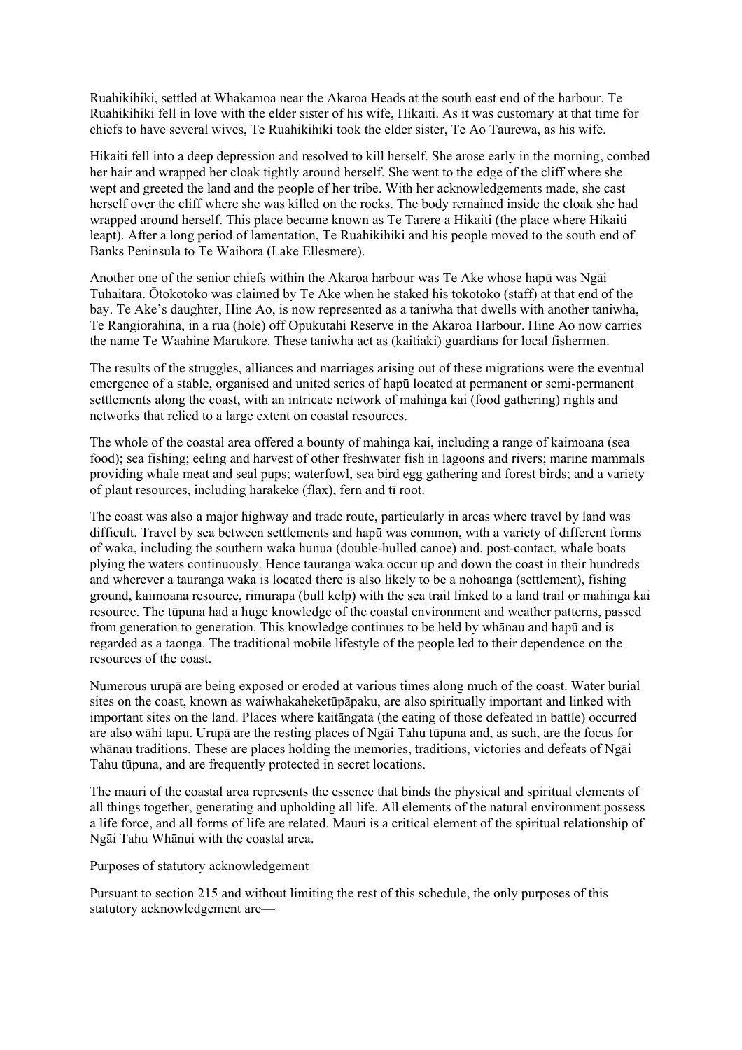Ruahikihiki, settled at Whakamoa near the Akaroa Heads at the south east end of the harbour. Te Ruahikihiki fell in love with the elder sister of his wife, Hikaiti. As it was customary at that time for chiefs to have several wives, Te Ruahikihiki took the elder sister, Te Ao Taurewa, as his wife.

Hikaiti fell into a deep depression and resolved to kill herself. She arose early in the morning, combed her hair and wrapped her cloak tightly around herself. She went to the edge of the cliff where she wept and greeted the land and the people of her tribe. With her acknowledgements made, she cast herself over the cliff where she was killed on the rocks. The body remained inside the cloak she had wrapped around herself. This place became known as Te Tarere a Hikaiti (the place where Hikaiti leapt). After a long period of lamentation, Te Ruahikihiki and his people moved to the south end of Banks Peninsula to Te Waihora (Lake Ellesmere).

Another one of the senior chiefs within the Akaroa harbour was Te Ake whose hapū was Ngāi Tuhaitara. Ōtokotoko was claimed by Te Ake when he staked his tokotoko (staff) at that end of the bay. Te Ake's daughter, Hine Ao, is now represented as a taniwha that dwells with another taniwha, Te Rangiorahina, in a rua (hole) off Opukutahi Reserve in the Akaroa Harbour. Hine Ao now carries the name Te Waahine Marukore. These taniwha act as (kaitiaki) guardians for local fishermen.

The results of the struggles, alliances and marriages arising out of these migrations were the eventual emergence of a stable, organised and united series of hapū located at permanent or semi-permanent settlements along the coast, with an intricate network of mahinga kai (food gathering) rights and networks that relied to a large extent on coastal resources.

The whole of the coastal area offered a bounty of mahinga kai, including a range of kaimoana (sea food); sea fishing; eeling and harvest of other freshwater fish in lagoons and rivers; marine mammals providing whale meat and seal pups; waterfowl, sea bird egg gathering and forest birds; and a variety of plant resources, including harakeke (flax), fern and tī root.

The coast was also a major highway and trade route, particularly in areas where travel by land was difficult. Travel by sea between settlements and hapū was common, with a variety of different forms of waka, including the southern waka hunua (double-hulled canoe) and, post-contact, whale boats plying the waters continuously. Hence tauranga waka occur up and down the coast in their hundreds and wherever a tauranga waka is located there is also likely to be a nohoanga (settlement), fishing ground, kaimoana resource, rimurapa (bull kelp) with the sea trail linked to a land trail or mahinga kai resource. The tūpuna had a huge knowledge of the coastal environment and weather patterns, passed from generation to generation. This knowledge continues to be held by whānau and hapū and is regarded as a taonga. The traditional mobile lifestyle of the people led to their dependence on the resources of the coast.

Numerous urupā are being exposed or eroded at various times along much of the coast. Water burial sites on the coast, known as waiwhakaheketūpāpaku, are also spiritually important and linked with important sites on the land. Places where kaitāngata (the eating of those defeated in battle) occurred are also wāhi tapu. Urupā are the resting places of Ngāi Tahu tūpuna and, as such, are the focus for whānau traditions. These are places holding the memories, traditions, victories and defeats of Ngāi Tahu tūpuna, and are frequently protected in secret locations.

The mauri of the coastal area represents the essence that binds the physical and spiritual elements of all things together, generating and upholding all life. All elements of the natural environment possess a life force, and all forms of life are related. Mauri is a critical element of the spiritual relationship of Ngāi Tahu Whānui with the coastal area.

Purposes of statutory acknowledgement

Pursuant to section 215 and without limiting the rest of this schedule, the only purposes of this statutory acknowledgement are—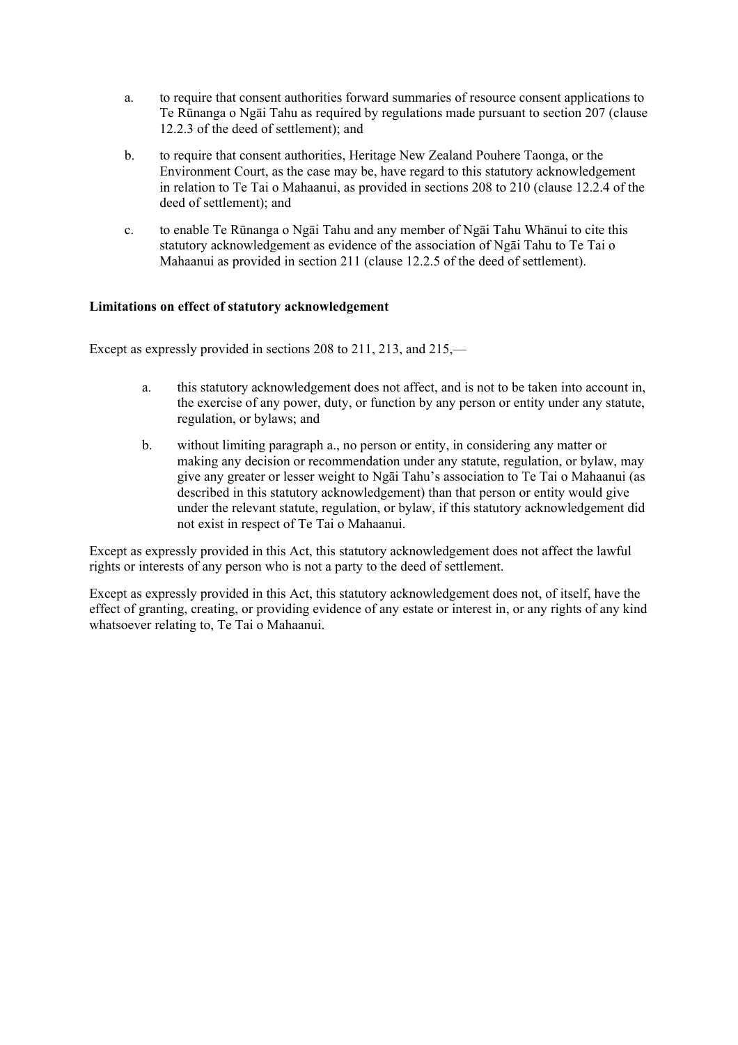a. to require that consent authorities forward summaries of resource consent applications to Te Rūnanga o Ngāi Tahu as required by regulations made pursuant to section 207 (clause 12.2.3 of the deed of settlement); and

b. to require that consent authorities, Heritage New Zealand Pouhere Taonga, or the Environment Court, as the case may be, have regard to this statutory acknowledgement in relation to Te Tai o Mahaanui, as provided in sections 208 to 210 (clause 12.2.4 of the deed of settlement); and

c. to enable Te Rūnanga o Ngāi Tahu and any member of Ngāi Tahu Whānui to cite this statutory acknowledgement as evidence of the association of Ngāi Tahu to Te Tai o Mahaanui as provided in section 211 (clause 12.2.5 of the deed of settlement).

**Limitations on effect of statutory acknowledgement**

Except as expressly provided in sections 208 to 211, 213, and 215,—

a. this statutory acknowledgement does not affect, and is not to be taken into account in, the exercise of any power, duty, or function by any person or entity under any statute, regulation, or bylaws; and

b. without limiting paragraph a., no person or entity, in considering any matter or making any decision or recommendation under any statute, regulation, or bylaw, may give any greater or lesser weight to Ngāi Tahu's association to Te Tai o Mahaanui (as described in this statutory acknowledgement) than that person or entity would give under the relevant statute, regulation, or bylaw, if this statutory acknowledgement did not exist in respect of Te Tai o Mahaanui.

Except as expressly provided in this Act, this statutory acknowledgement does not affect the lawful rights or interests of any person who is not a party to the deed of settlement.

Except as expressly provided in this Act, this statutory acknowledgement does not, of itself, have the effect of granting, creating, or providing evidence of any estate or interest in, or any rights of any kind whatsoever relating to, Te Tai o Mahaanui.